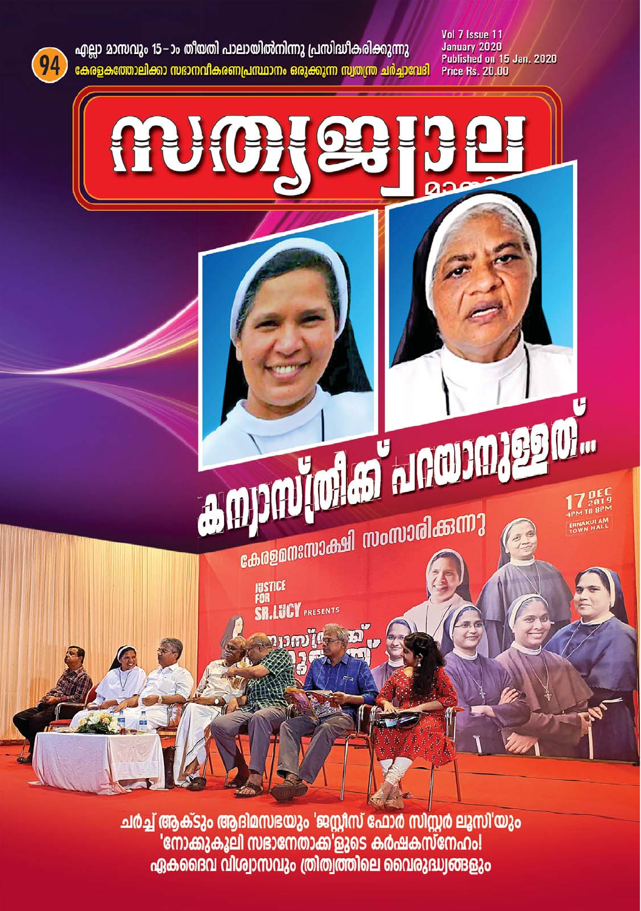94

എല്ലാ മാസവും 15-ാം തീയതി പാലായിൽനിന്നു പ്രസിദ്ധീകരിക്കുന്നു

കേരളകത്തോലിക്കാ സഭാനവീകരണപ്രസ്ഥാനം ഒരുക്കുന്ന സ്വതന്ത്ര ചർച്ചാവേദി

Vol 7 Issue 11
January 2020
Published on 15 Jan. 2020
Price Rs. 20.00

# സത്യജ്വാല

മാസിക

## കന്യാസ്ത്രീക്ക് പറയാനുള്ളത്...

കേരളമനഃസാക്ഷി സംസാരിക്കുന്നു

JUSTICE FOR SR.LUCY PRESENTS

17 DEC 2019 4PM TO 8PM
ERNAKULAM TOWN HALL

ചർച്ച് ആക്ടും ആദിമസഭയും 'ജസ്റ്റീസ് ഫോർ സിസ്റ്റർ ലൂസി'യും

'നോക്കുകൂലി സഭാനേതാക്ക'ളുടെ കർഷകസ്നേഹം!

ഏകദൈവ വിശ്വാസവും ത്രിത്വത്തിലെ വൈരുദ്ധ്യങ്ങളും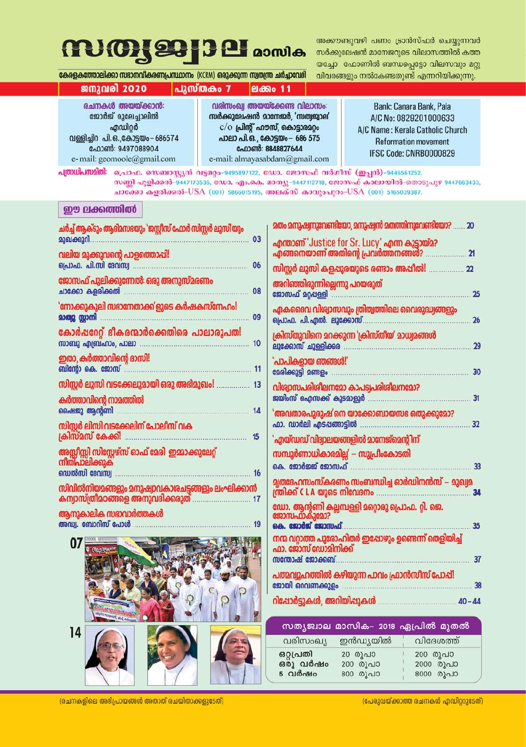# സത്യജ്വാല മാസിക

അക്കൗണ്ടുവഴി പണം ട്രാൻസ്ഫർ ചെയ്യുന്നവർ സർക്കുലേഷൻ മാനേജരുടെ വിലാസത്തിൽ കത്ത യച്ചോ ഫോണിൽ ബന്ധപ്പെട്ടോ വിലസവും മറ്റു വിവരങ്ങളും നൽകേണ്ടതുണ്ട് എന്നറിയിക്കുന്നു.

കേരളകത്തോലിക്കാ സഭാനവീകരണപ്രസ്ഥാനം (KCRM) ഒരുക്കുന്ന സ്വതന്ത്ര ചർച്ചാവേദി

**ജനുവരി 2020 | പുസ്തകം 7 | ലക്കം 11**

**രചനകൾ അയയ്ക്കാൻ:**
ജോർജ് മൂലേച്ചാലിൽ
എഡിറ്റർ
വള്ളിച്ചിറ പി.ഒ.,കോട്ടയം - 686574
ഫോൺ: 9497088904
e-mail: geomoole@gmail.com

**വരിസംഖ്യ അയയ്ക്കേണ്ട വിലാസം:**
സർക്കുലേഷൻ മാനേജർ, 'സത്യജ്വാല'
c/o പ്രിന്റ് ഹൗസ്, കൊട്ടാരമറ്റം
പാലാ പി.ഒ., കോട്ടയം - 686 575
ഫോൺ: 8848827644
e-mail: almayasabdam@gmail.com

Bank: Canara Bank, Pala
A/C No: 0829201000633
A/C Name : Kerala Catholic Church Reformation movement
IFSC Code: CNRB0000829

**പത്രാധിപസമിതി:** പ്രൊഫ. സെബാസ്റ്റ്യൻ വട്ടമറ്റം-9495897122, ഡോ. ജോസഫ് വർഗീസ് (ഇപ്പൻ)-9446561252, സണ്ണി പുളിക്കൽ-9447173536, ഡോ. എം.കെ. മാത്യു-9447112718, ജോസഫ് കാലായിൽ-തൊടുപുഴ 9447663433, ചാക്കോ കളരിക്കൽ-USA (001) 5866015195, അലക്സ് കാവുംപുറം-USA (001) 5165039387.

## ഈ ലക്കത്തിൽ

- ചർച്ച് ആക്ടും ആദിമസഭയും 'ജസ്റ്റീസ് ഫോർ സിസ്റ്റർ ലൂസി'യും — മുഖക്കുറി ... 03
- വലിയ മുക്കുവന്റെ പാളത്തൊപ്പി! — പ്രൊഫ. പി.സി ദേവസ്യ ... 06
- ജോസഫ് പുലിക്കുന്നേൽ: ഒരു അനുസ്മരണം — ചാക്കോ കളരിക്കൽ ... 08
- 'നോക്കുകൂലി സഭാനേതാക്ക'ളുടെ കർഷകസ്നേഹം! — മാത്യു സ്റ്റാനി ... 09
- കോർപ്പറേറ്റ് ഭീകരന്മാർക്കെതിരെ പാലാരൂപത! — സാബു എബ്രഹാം, പാലാ ... 10
- ഇതാ, കർത്താവിന്റെ ദാസി! — ബിന്റോ കെ. ജോസ് ... 11
- സിസ്റ്റർ ലൂസി വടക്കേലുമായി ഒരു അഭിമുഖം! ... 13
- കർത്താവിന്റെ നാമത്തിൽ — ഷൈജു ആന്റണി ... 14
- സിസ്റ്റർ ലിസി വടക്കേലിന് പോലീസ് വക ക്രിസ്മസ് കേക്ക്! ... 15
- അസ്സീസ്സി സിസ്റ്റേഴ്സ് ഓഫ് മേരി ഇമ്മാക്കുലേറ്റ് നീതിപാലിക്കുക — ഡെൽസി ദേവസ്യ ... 16
- സിവിൽനിയമങ്ങളും മനുഷ്യാവകാശചട്ടങ്ങളും ലംഘിക്കാൻ കന്യാസ്ത്രീമഠങ്ങളെ അനുവദിക്കരുത് ... 17
- ആനുകാലിക സഭാവാർത്തകൾ — അഡ്വ. ബോറിസ് പോൾ ... 19
- മതം മനുഷ്യനുവേണ്ടിയോ, മനുഷ്യൻ മതത്തിനുവേണ്ടിയോ? ... 20
- എന്താണ് 'Justice for Sr. Lucy' എന്ന കൂട്ടായ്മ? എങ്ങനെയാണ് അതിന്റെ പ്രവർത്തനങ്ങൾ? ... 21
- സിസ്റ്റർ ലൂസി കളപ്പുരയുടെ രണ്ടാം അപ്പീൽ! ... 22
- അറിഞ്ഞിരുന്നില്ലെന്നു പറയരുത് — ജോസഫ് മറ്റപ്പള്ളി ... 25
- ഏകദൈവ വിശ്വാസവും ത്രിത്വത്തിലെ വൈരുദ്ധ്യങ്ങളും — പ്രൊഫ. പി.എൽ. ലൂക്കോസ് ... 26
- ക്രിസ്തുവിനെ മറക്കുന്ന 'ക്രിസ്തീയ' മാധ്യമങ്ങൾ — ലൂക്കോസ് ചുള്ളിക്കര ... 29
- 'പാപികളായ ഞങ്ങൾ!' — മേരിക്കുട്ടി മണ്ണേലം ... 30
- വിശ്വാസപരിശീലനമോ കാപട്യപരിശീലനമോ? — ജയിംസ് ഐസക്ക് കുടമാളൂർ ... 31
- 'അവതാരപുരുഷ'നെ യാക്കോബായസഭ ഒതുക്കുമോ? — ഫാ. ഡാർലി എടപ്പങ്ങാട്ടിൽ ... 32
- 'എയ്ഡഡ് വിദ്യാലയങ്ങളിൽ മാനേജ്മെന്റിന് സമ്പൂർണാധികാരമില്ല' – സുപ്രീംകോടതി — കെ. ജോർജ്ജ് ജോസഫ് ... 33
- മൃതദേഹസംസ്കരണം സംബന്ധിച്ച ഓർഡിനൻസ് – മുഖ്യമന്ത്രിക്ക് CLA യുടെ നിവേദനം ... 34
- ഡോ. ആന്റണി കല്ലമ്പള്ളി മറ്റൊരു പ്രൊഫ. റ്റി. ജെ. ജോസഫാകുമോ? — കെ. ജോർജ് ജോസഫ് ... 35
- നന്മ വറ്റാത്ത പുരോഹിതർ ഇപ്പോഴും ഉണ്ടെന്ന് തെളിയിച്ച് ഫാ. ജോസ് ഡോമിനിക്ക് — സന്തോഷ് ജോക്കബ് ... 37
- പത്മവ്യൂഹത്തിൽ കഴിയുന്ന പാവം ഫ്രാൻസീസ് പോപ്പ്! — ജോയി ഒറവണക്കുളം ... 38
- റിപ്പോർട്ടുകൾ, അറിയിപ്പുകൾ ... 40-44

**സത്യജ്വാല മാസിക– 2018 ഏപ്രിൽ മുതൽ**

| വരിസംഖ്യ | ഇൻഡ്യയിൽ | വിദേശത്ത് |
| --- | --- | --- |
| ഒറ്റപ്രതി | 20 രൂപാ | 200 രൂപാ |
| ഒരു വർഷം | 200 രൂപാ | 2000 രൂപാ |
| 5 വർഷം | 800 രൂപാ | 8000 രൂപാ |

(രചനകളിലെ അഭിപ്രായങ്ങൾ അതാത് രചയിതാക്കളുടേത്) (പേരുവയ്ക്കാത്ത രചനകൾ എഡിറ്ററുടേത്)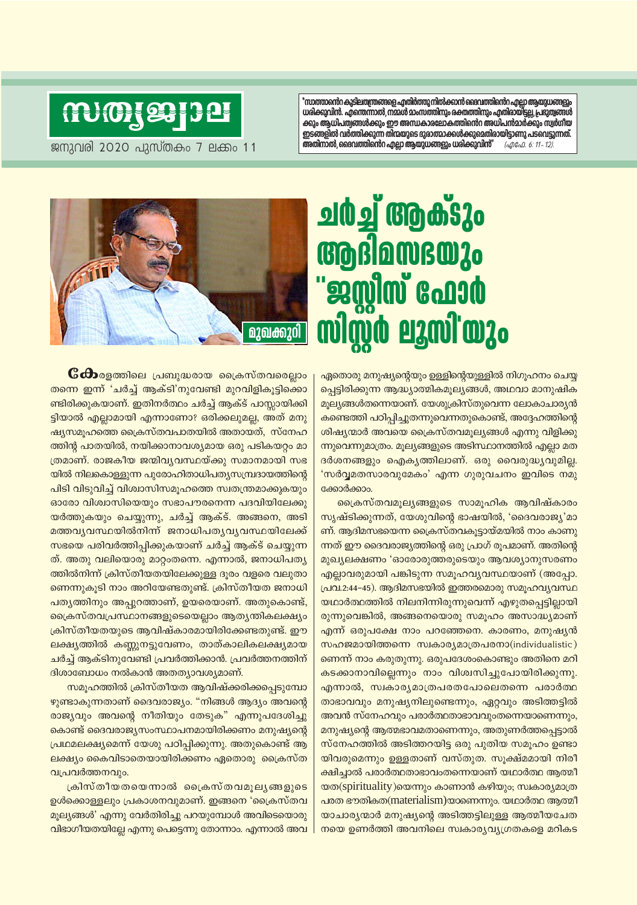"സാത്താന്റെ കുടിലതന്ത്രങ്ങളെ എതിർത്തു നിൽക്കാൻ ദൈവത്തിന്റെ എല്ലാ ആയുധങ്ങളും ധരിക്കുവിൻ. എന്തെന്നാൽ, നമ്മൾ മാംസത്തിനും രക്തത്തിനും എതിരായിട്ടല്ല, പ്രഭുത്വങ്ങൾക്കും ആധിപത്യങ്ങൾക്കും ഈ അന്ധകാരലോകത്തിന്റെ അധിപൻമാർക്കും സ്വർഗീയ ഇടങ്ങളിൽ വർത്തിക്കുന്ന തിന്മയുടെ ദുരാത്മാക്കൾക്കുമെതിരായിട്ടാണു പടവെട്ടുന്നത്. അതിനാൽ, ദൈവത്തിന്റെ എല്ലാ ആയുധങ്ങളും ധരിക്കുവിൻ" *(എഫേ. 6: 11- 12).*

മുഖക്കുറി

# ചർച്ച് ആക്ടും ആദിമസഭയും "ജസ്റ്റീസ് ഫോർ സിസ്റ്റർ ലൂസി'യും

കേരളത്തിലെ പ്രബുദ്ധരായ ക്രൈസ്തവരെല്ലാം തന്നെ ഇന്ന് 'ചർച്ച് ആക്ടി'നുവേണ്ടി മുറവിളികൂട്ടിക്കൊണ്ടിരിക്കുകയാണ്. ഇതിനർത്ഥം ചർച്ച് ആക്ട് പാസ്സായിക്കിട്ടിയാൽ എല്ലാമായി എന്നാണോ? ഒരിക്കലുമല്ല, അത് മനുഷ്യസമൂഹത്തെ ക്രൈസ്തവപാതയിൽ അതായത്, സ്നേഹത്തിന്റ പാതയിൽ, നയിക്കാനാവശ്യമായ ഒരു പടികയറ്റം മാത്രമാണ്. രാജകീയ ജന്മിവ്യവസ്ഥയ്ക്കു സമാനമായി സഭയിൽ നിലകൊള്ളുന്ന പുരോഹിതാധിപത്യസമ്പ്രദായത്തിന്റെ പിടി വിടുവിച്ച് വിശ്വാസിസമൂഹത്തെ സ്വതന്ത്രമാക്കുകയും ഓരോ വിശ്വാസിയെയും സഭാപൗരനെന്ന പദവിയിലേക്കുയർത്തുകയും ചെയ്യുന്നു, ചർച്ച് ആക്ട്. അങ്ങനെ, അടിമത്തവ്യവസ്ഥയിൽനിന്ന് ജനാധിപത്യവ്യവസ്ഥയിലേക്ക് സഭയെ പരിവർത്തിപ്പിക്കുകയാണ് ചർച്ച് ആക്ട് ചെയ്യുന്നത്. അതു വലിയൊരു മാറ്റംതന്നെ. എന്നാൽ, ജനാധിപത്യത്തിൽനിന്ന് ക്രിസ്തീയതയിലേക്കുള്ള ദൂരം വളരെ വലുതാണെന്നുകൂടി നാം അറിയേണ്ടതുണ്ട്. ക്രിസ്തീയത ജനാധിപത്യത്തിനും അപ്പുറത്താണ്, ഉയരെയാണ്. അതുകൊണ്ട്, ക്രൈസ്തവപ്രസ്ഥാനങ്ങളുടെയെല്ലാം ആത്യന്തികലക്ഷ്യം ക്രിസ്തീയതയുടെ ആവിഷ്കാരമായിരിക്കേണ്ടതുണ്ട്. ഈ ലക്ഷ്യത്തിൽ കണ്ണുനട്ടുവേണം, താത്കാലികലക്ഷ്യമായ ചർച്ച് ആക്ടിനുവേണ്ടി പ്രവർത്തിക്കാൻ. പ്രവർത്തനത്തിന് ദിശാബോധം നൽകാൻ അത്യാവശ്യമാണ്.

സമൂഹത്തിൽ ക്രിസ്തീയത ആവിഷ്ക്കരിക്കപ്പെടുമ്പോഴുണ്ടാകുന്നതാണ് ദൈവരാജ്യം. "നിങ്ങൾ ആദ്യം അവന്റെ രാജ്യവും അവന്റെ നീതിയും തേടുക" എന്നുപദേശിച്ചുകൊണ്ട് ദൈവരാജ്യസംസ്ഥാപനമായിരിക്കണം മനുഷ്യന്റെ പ്രഥമലക്ഷ്യമെന്ന് യേശു പഠിപ്പിക്കുന്നു. അതുകൊണ്ട് ആ ലക്ഷ്യം കൈവിടാതെയായിരിക്കണം ഏതൊരു ക്രൈസ്തവപ്രവർത്തനവും.

ക്രിസ്തീയതയെന്നാൽ ക്രൈസ്തവമൂല്യങ്ങളുടെ ഉൾക്കൊള്ളലും പ്രകാശനവുമാണ്. ഇങ്ങനെ 'ക്രൈസ്തവമൂല്യങ്ങൾ' എന്നു വേർതിരിച്ചു പറയുമ്പോൾ അവിടെയൊരു വിഭാഗീയതയില്ലേ എന്നു പെട്ടെന്നു തോന്നാം. എന്നാൽ അവ ഏതൊരു മനുഷ്യന്റെയും ഉള്ളിന്റെയുള്ളിൽ നിഗൂഹനം ചെയ്യപ്പെട്ടിരിക്കുന്ന ആദ്ധ്യാത്മികമൂല്യങ്ങൾ, അഥവാ മാനുഷികമൂല്യങ്ങൾതന്നെയാണ്. യേശുക്രിസ്തുവെന്ന ലോകാചാര്യൻ കണ്ടെത്തി പഠിപ്പിച്ചുതന്നുവെന്നതുകൊണ്ട്, അദ്ദേഹത്തിന്റെ ശിഷ്യന്മാർ അവയെ ക്രൈസ്തവമൂല്യങ്ങൾ എന്നു വിളിക്കുന്നുവെന്നുമാത്രം. മൂല്യങ്ങളുടെ അടിസ്ഥാനത്തിൽ എല്ലാ മതദർശനങ്ങളും ഐക്യത്തിലാണ്. ഒരു വൈരുദ്ധ്യവുമില്ല. 'സർവ്വമതസാരവുമേകം' എന്ന ഗുരുവചനം ഇവിടെ നമുക്കോർക്കാം.

ക്രൈസ്തവമൂല്യങ്ങളുടെ സാമൂഹിക ആവിഷ്കാരം സൃഷ്ടിക്കുന്നത്, യേശുവിന്റെ ഭാഷയിൽ, 'ദൈവരാജ്യ'മാണ്. ആദിമസഭയെന്ന ക്രൈസ്തവകൂട്ടായ്മയിൽ നാം കാണുന്നത് ഈ ദൈവരാജ്യത്തിന്റെ ഒരു പ്രാഗ് രൂപമാണ്. അതിന്റെ മുഖ്യലക്ഷണം 'ഓരോരുത്തരുടെയും ആവശ്യാനുസരണം എല്ലാവരുമായി പങ്കിടുന്ന സമൂഹവ്യവസ്ഥയാണ് (അപ്പോ. പ്രവ.2:44-45). ആദിമസഭയിൽ ഇത്തരമൊരു സമൂഹവ്യവസ്ഥ യഥാർത്ഥത്തിൽ നിലനിന്നിരുന്നുവെന്ന് എഴുതപ്പെട്ടില്ലായിരുന്നുവെങ്കിൽ, അങ്ങനെയൊരു സമൂഹം അസാദ്ധ്യമാണ് എന്ന് ഒരുപക്ഷേ നാം പറഞ്ഞേനെ. കാരണം, മനുഷ്യൻ സഹജമായിത്തന്നെ സ്വകാര്യമാത്രപരനാ(individualistic)ണെന്ന് നാം കരുതുന്നു. ഒരുപദേശംകൊണ്ടും അതിനെ മറികടക്കാനാവില്ലെന്നും നാം വിശ്വസിച്ചുപോയിരിക്കുന്നു. എന്നാൽ, സ്വകാര്യമാത്രപരതപോലെതന്നെ പരാർത്ഥതാഭാവവും മനുഷ്യനിലുണ്ടെന്നും, ഏറ്റവും അടിത്തട്ടിൽ അവൻ സ്നേഹവും പരാർത്ഥതാഭാവവുംതന്നെയാണെന്നും, മനുഷ്യന്റെ ആത്മഭാവമതാണെന്നും, അതുണർത്തപ്പെട്ടാൽ സ്നേഹത്തിൽ അടിത്തറയിട്ട ഒരു പുതിയ സമൂഹം ഉണ്ടായിവരുമെന്നും ഉള്ളതാണ് വസ്തുത. സൂക്ഷ്മമായി നിരീക്ഷിച്ചാൽ പരാർത്ഥതാഭാവംതന്നെയാണ് യഥാർത്ഥ ആത്മീയത(spirituality)യെന്നും കാണാൻ കഴിയും; സ്വകാര്യമാത്രപരത ഭൗതികത(materialism)യാണെന്നും. യഥാർത്ഥ ആത്മീയാചാര്യന്മാർ മനുഷ്യന്റെ അടിത്തട്ടിലുള്ള ആത്മീയചേതനയെ ഉണർത്തി അവനിലെ സ്വകാര്യവ്യഗ്രതകളെ മറികട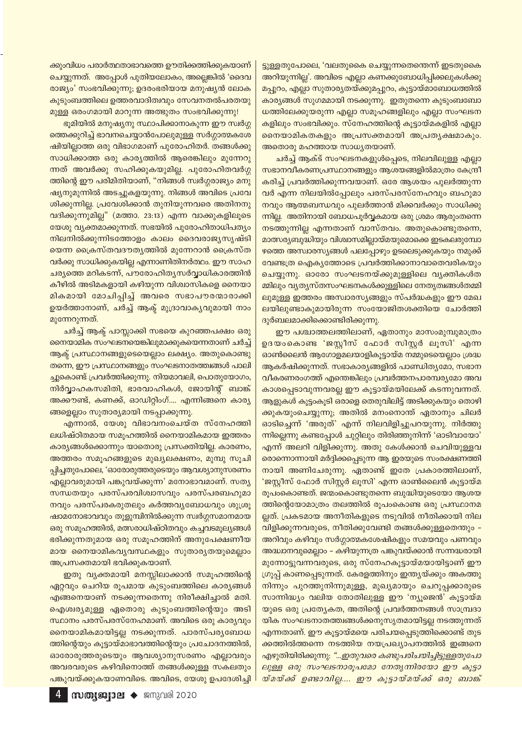ക്കുംവിധം പരാർത്ഥതാഭാവത്തെ ഊതിക്കത്തിക്കുകയാണ് ചെയ്യുന്നത്. അപ്പോൾ പുതിയലോകം, അല്ലെങ്കിൽ 'ദൈവ രാജ്യം' സംഭവിക്കുന്നു; ഉദരംഭരിയായ മനുഷ്യൻ ലോക കുടുംബത്തിലെ ഉത്തരവാദിത്വബോധം സേവനതൽപരതയു മുള്ള ഒരംഗമായി മാറുന്ന അത്ഭുതം സംഭവിക്കുന്നു!

ഭൂമിയിൽ മനുഷ്യനു സ്ഥാപിക്കാനാകുന്ന ഈ സ്വർഗ്ഗത്തെക്കുറിച്ച് ഭാവനചെയ്യാൻപോലുമുള്ള സർഗ്ഗാത്മകശേഷിയില്ലാത്ത ഒരു വിഭാഗമാണ് പുരോഹിതർ. തങ്ങൾക്കു സാധിക്കാത്ത ഒരു കാര്യത്തിൽ ആരെങ്കിലും മുന്നേറുന്നത് അവർക്കു സഹിക്കുകയുമില്ല. പുരോഹിതവർഗ്ഗത്തിന്റെ ഈ പരിമിതിയാണ്, "നിങ്ങൾ സ്വർഗ്ഗരാജ്യം മനുഷ്യനുമുന്നിൽ അടച്ചുകളയുന്നു. നിങ്ങൾ അവിടെ പ്രവേശിക്കുന്നില്ല. പ്രവേശിക്കാൻ തുനിയുന്നവരെ അതിനനു വദിക്കുന്നുമില്ല" (മത്താ. 23:13) എന്ന വാക്കുകളിലൂടെ യേശു വ്യക്തമാക്കുന്നത്. സഭയിൽ പുരോഹിതാധിപത്യം നിലനില്ക്കുന്നിടത്തോളം കാലം ദൈവരാജ്യസൃഷ്ടിയെന്ന ക്രൈസ്തവദൗത്യത്തിൽ മുന്നേറാൻ ക്രൈസ്തവർക്കു സാധിക്കുകയില്ല എന്നാണിതിനർത്ഥം. ഈ സാഹചര്യത്തെ മറികടന്ന്, പൗരോഹിത്യസർവ്വാധികാരത്തിൻ കീഴിൽ അടിമകളായി കഴിയുന്ന വിശ്വാസികളെ നൈയാമികമായി മോചിപ്പിച്ച് അവരെ സഭാപൗരന്മാരാക്കി ഉയർത്താനാണ്, ചർച്ച് ആക്ട് മുദ്രാവാക്യവുമായി നാം മുന്നേറുന്നത്.

ചർച്ച് ആക്ട് പാസ്സാക്കി സഭയെ കുറഞ്ഞപക്ഷം ഒരു നൈയാമിക സംഘടനയെങ്കിലുമാക്കുകയെന്നതാണ് ചർച്ച് ആക്ട് പ്രസ്ഥാനങ്ങളുടെയെല്ലാം ലക്ഷ്യം. അതുകൊണ്ടുതന്നെ, ഈ പ്രസ്ഥാനങ്ങളും സംഘടനാതത്ത്വങ്ങൾ പാലിച്ചുകൊണ്ട് പ്രവർത്തിക്കുന്നു. നിയമാവലി, പൊതുയോഗം, നിർവ്വാഹകസമിതി, ഭാരവാഹികൾ, ജോയിന്റ് ബാങ്ക് അക്കൗണ്ട്, കണക്ക്, ഓഡിറ്റിംഗ്.... എന്നിങ്ങനെ കാര്യങ്ങളെല്ലാം സുതാര്യമായി നടപ്പാക്കുന്നു.

എന്നാൽ, യേശു വിഭാവനംചെയ്ത സ്നേഹത്തിലധിഷ്ഠിതമായ സമൂഹത്തിൽ നൈയാമികമായ ഇത്തരം കാര്യങ്ങൾക്കൊന്നും യാതൊരു പ്രസക്തിയില്ല. കാരണം, അത്തരം സമൂഹങ്ങളുടെ മുഖ്യലക്ഷണം, മുമ്പു സൂചിപ്പിച്ചതുപോലെ, 'ഓരോരുത്തരുടെയും ആവശ്യാനുസരണം എല്ലാവരുമായി പങ്കുവയ്ക്കുന്ന' മനോഭാവമാണ്. സത്യസന്ധതയും പരസ്പരവിശ്വാസവും പരസ്പരബഹുമാനവും പരസ്പരകരുതലും കർത്തവ്യബോധവും ശുശ്രൂഷാമനോഭാവവും തുളുമ്പിനിൽക്കുന്ന സ്വർഗ്ഗസമാനമായ ഒരു സമൂഹത്തിൽ, മത്സരാധിഷ്ഠിതവും കച്ചവടമൂല്യങ്ങൾ ഭരിക്കുന്നതുമായ ഒരു സമൂഹത്തിന് അനുപേക്ഷണീയമായ നൈയാമികവ്യവസ്ഥകളും സുതാര്യതയുമെല്ലാം അപ്രസക്തമായി ഭവിക്കുകയാണ്.

ഇതു വ്യക്തമായി മനസ്സിലാക്കാൻ സമൂഹത്തിന്റെ ഏറ്റവും ചെറിയ രൂപമായ കുടുംബത്തിലെ കാര്യങ്ങൾ എങ്ങനെയാണ് നടക്കുന്നതെന്നു നിരീക്ഷിച്ചാൽ മതി. ഐശ്വര്യമുള്ള ഏതൊരു കുടുംബത്തിന്റെയും അടിസ്ഥാനം പരസ്പരസ്നേഹമാണ്. അവിടെ ഒരു കാര്യവും നൈയാമികമായിട്ടല്ല നടക്കുന്നത്. പാരസ്പര്യബോധത്തിന്റെയും കൂട്ടായ്മാഭാവത്തിന്റെയും പ്രചോദനത്തിൽ, ഓരോരുത്തരുടെയും ആവശ്യാനുസരണം എല്ലാവരും അവരവരുടെ കഴിവിനൊത്ത് തങ്ങൾക്കുള്ള സകലതും പങ്കുവയ്ക്കുകയാണവിടെ. അവിടെ, യേശു ഉപദേശിച്ചിട്ടുള്ളതുപോലെ, 'വലതുകൈ ചെയ്യുന്നതെന്തെന്ന് ഇടതുകൈ അറിയുന്നില്ല'. അവിടെ എല്ലാ കണക്കുബോധിപ്പിക്കലുകൾക്കു മപ്പുറം, എല്ലാ സുതാര്യതയ്ക്കുമപ്പുറം, കൂട്ടായ്മാബോധത്തിൽ കാര്യങ്ങൾ സുഗമമായി നടക്കുന്നു. ഇതുതന്നെ കുടുംബബോധത്തിലേക്കുയരുന്ന എല്ലാ സമൂഹങ്ങളിലും എല്ലാ സംഘടനകളിലും സംഭവിക്കും. സ്നേഹത്തിന്റെ കൂട്ടായ്മകളിൽ എല്ലാ നൈയാമികതകളും അപ്രസക്തമായി അപ്രത്യക്ഷമാകും. അതൊരു മഹത്തായ സാധ്യതയാണ്.

ചർച്ച് ആക്ട് സംഘടനകളുൾപ്പെടെ, നിലവിലുള്ള എല്ലാ സഭാനവീകരണപ്രസ്ഥാനങ്ങളും ആശയങ്ങളിൽമാത്രം കേന്ദ്രീകരിച്ച് പ്രവർത്തിക്കുന്നവയാണ്. ഒരേ ആശയം പുലർത്തുന്നവർ എന്ന നിലയിൽപ്പോലും പരസ്പരസ്നേഹവും ബഹുമാനവും ആത്മബന്ധവും പുലർത്താൻ മിക്കവർക്കും സാധിക്കുന്നില്ല. അതിനായി ബോധപൂർവ്വകമായ ഒരു ശ്രമം ആരുംതന്നെ നടത്തുന്നില്ല എന്നതാണ് വാസ്തവം. അതുകൊണ്ടുതന്നെ, മാത്സര്യബുദ്ധിയും വിശ്വാസമില്ലായ്മയുമൊക്കെ ഇടകലരുമ്പോഴത്തെ അസ്വാരസ്യങ്ങൾ പലപ്പോഴും ഉടലെടുക്കുകയും നമുക്ക് വേണ്ടത്ര ഐക്യത്തോടെ പ്രവർത്തിക്കാനാവാതെവരികയും ചെയ്യുന്നു. ഓരോ സംഘടനയ്ക്കുമുള്ളിലെ വ്യക്തികൾതമ്മിലും വ്യത്യസ്തസംഘടനകൾക്കുള്ളിലെ നേതൃത്വങ്ങൾതമ്മിലുമുള്ള ഇത്തരം അസ്വാരസ്യങ്ങളും സ്പർദ്ധകളും ഈ മേഖലയിലുണ്ടാകുമായിരുന്ന സംയോജിതശക്തിയെ ചോർത്തി ദുർബലമാക്കിക്കൊണ്ടിരിക്കുന്നു.

ഈ പശ്ചാത്തലത്തിലാണ്, ഏതാനും മാസംമുമ്പുമാത്രം ഉദയംകൊണ്ട 'ജസ്റ്റീസ് ഫോർ സിസ്റ്റർ ലൂസി' എന്ന ഓൺലൈൻ ആഗോളമലയാളികൂട്ടായ്മ നമ്മുടെയെല്ലാം ശ്രദ്ധ ആകർഷിക്കുന്നത്. സഭാകാര്യങ്ങളിൽ പാണ്ഡിത്യമോ, സഭാനവീകരണരംഗത്ത് എന്തെങ്കിലും പ്രവർത്തനപാരമ്പര്യമോ അവകാശപ്പെടാവുന്നവരല്ല ഈ കൂട്ടായ്മയിലേക്ക് കടന്നുവന്നത്. ആളുകൾ കൂട്ടംകൂടി ഒരാളെ തെരുവിലിട്ട് അടിക്കുകയും തൊഴിക്കുകയുംചെയ്യുന്നു; അതിൽ മനംനൊന്ത് ഏതാനും ചിലർ ഓടിച്ചെന്ന് 'അരുത്' എന്ന് നിലവിളിച്ചുപറയുന്നു. നിർത്തുന്നില്ലെന്നു കണ്ടപ്പോൾ ചുറ്റിലും തിരിഞ്ഞുനിന്ന് 'ഓടിവായോ' എന്ന് അലറി വിളിക്കുന്നു. അതു കേൾക്കാൻ ചെവിയുള്ളവരൊന്നൊന്നായി മർദ്ദിക്കപ്പെടുന്ന ആ ഇരയുടെ സംരക്ഷണത്തിനായി അണിചേരുന്നു. ഏതാണ്ട് ഇതേ പ്രകാരത്തിലാണ്, 'ജസ്റ്റീസ് ഫോർ സിസ്റ്റർ ലൂസി' എന്ന ഓൺലൈൻ കൂട്ടായ്മ രൂപംകൊണ്ടത്. ജന്മംകൊണ്ടുതന്നെ ബുദ്ധിയുടെയോ ആശയത്തിന്റെയോമാത്രം തലത്തിൽ രൂപംകൊണ്ട ഒരു പ്രസ്ഥാനമല്ലത്. പ്രകടമായ അനീതികളുടെ നടുവിൽ നീതിക്കായി നിലവിളിക്കുന്നവരുടെ, നീതിക്കുവേണ്ടി തങ്ങൾക്കുള്ളതെന്തും – അറിവും കഴിവും സർഗ്ഗാത്മകശേഷികളും സമയവും പണവും അദ്ധ്വാനവുമെല്ലാം – കഴിയുന്നത്ര പങ്കുവയ്ക്കാൻ സന്നദ്ധരായി മുന്നോട്ടുവന്നവരുടെ, ഒരു സ്നേഹകൂട്ടായ്മയായിട്ടാണ് ഈ ഗ്രൂപ്പ് കാണപ്പെടുന്നത്. കേരളത്തിനും ഇന്ത്യയ്ക്കും അകത്തു നിന്നും പുറത്തുനിന്നുമുള്ള, മുഖ്യമായും ചെറുപ്പക്കാരുടെ സാന്നിദ്ധ്യം വലിയ തോതിലുള്ള ഈ 'ന്യൂജെൻ' കൂട്ടായ്മയുടെ ഒരു പ്രത്യേകത, അതിന്റെ പ്രവർത്തനങ്ങൾ സാമ്പ്രദായിക സംഘടനാതത്ത്വങ്ങൾക്കനുസൃതമായിട്ടല്ല നടത്തുന്നത് എന്നതാണ്. ഈ കൂട്ടായ്മയെ പരിചയപ്പെടുത്തിക്കൊണ്ട് തുടക്കത്തിൽത്തന്നെ നടത്തിയ നയപ്രഖ്യാപനത്തിൽ ഇങ്ങനെ എഴുതിയിരിക്കുന്നു: *"...ഇതുവരെ കണ്ടുപരിചയിച്ചിട്ടുള്ളതുപോലുള്ള ഒരു സംഘടനാരൂപമോ നേതൃനിരയോ ഈ കൂട്ടായ്മയ്ക്ക് ഉണ്ടാവില്ല.... ഈ കൂട്ടായ്മയ്ക്ക് ഒരു ബാങ്ക്*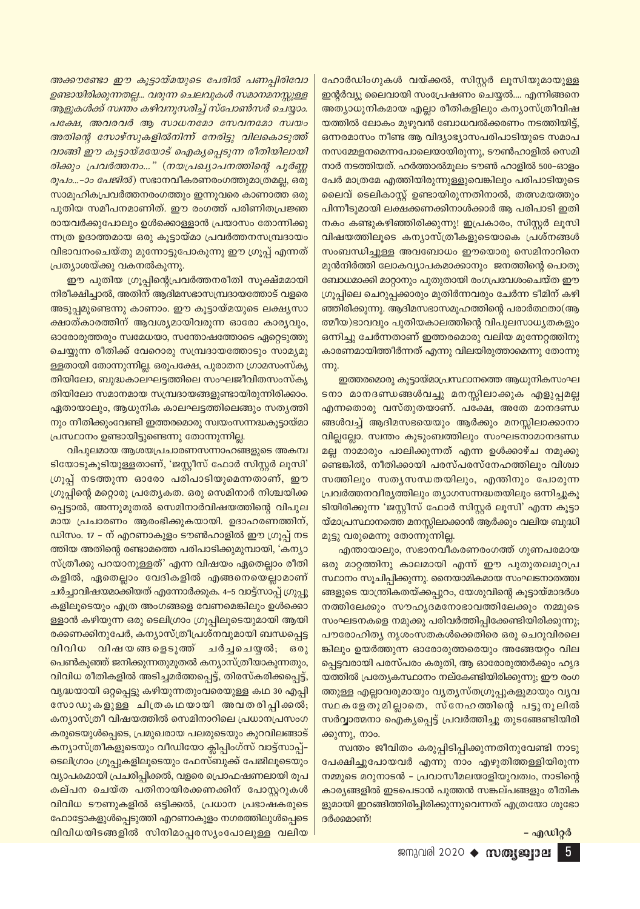*അക്കൗണ്ടോ ഈ കൂട്ടായ്മയുടെ പേരിൽ പണപ്പിരിവോ ഉണ്ടായിരിക്കുന്നതല്ല... വരുന്ന ചെലവുകൾ സമാനമനസ്സുള്ള ആളുകൾക്ക് സ്വന്തം കഴിവനുസരിച്ച് സ്പോൺസർ ചെയ്യാം. പക്ഷേ, അവരവർ ആ സാധനമോ സേവനമോ സ്വയം അതിന്റെ സോഴ്സുകളിൽനിന്ന് നേരിട്ടു വിലകൊടുത്ത് വാങ്ങി ഈ കൂട്ടായ്മയോട് ഐക്യപ്പെടുന്ന രീതിയിലായിരിക്കും പ്രവർത്തനം..." (നയപ്രഖ്യാപനത്തിന്റെ പൂർണ്ണ രൂപം...-ാം പേജിൽ)* സഭാനവീകരണരംഗത്തുമാത്രമല്ല, ഒരു സാമൂഹികപ്രവർത്തനരംഗത്തും ഇന്നുവരെ കാണാത്ത ഒരു പുതിയ സമീപനമാണിത്. ഈ രംഗത്ത് പരിണിതപ്രജ്ഞരായവർക്കുപോലും ഉൾക്കൊള്ളാൻ പ്രയാസം തോന്നിക്കുന്നത്ര ഉദാത്തമായ ഒരു കൂട്ടായ്മാ പ്രവർത്തനസമ്പ്രദായം വിഭാവനംചെയ്തു മുന്നോട്ടുപോകുന്നു ഈ ഗ്രൂപ്പ് എന്നത് പ്രത്യാശയ്ക്കു വകനൽകുന്നു.

ഈ പുതിയ ഗ്രൂപ്പിന്റെപ്രവർത്തനരീതി സൂക്ഷ്മമായി നിരീക്ഷിച്ചാൽ, അതിന് ആദിമസഭാസമ്പ്രദായത്തോട് വളരെ അടുപ്പമുണ്ടെന്നു കാണാം. ഈ കൂട്ടായ്മയുടെ ലക്ഷ്യസാക്ഷാത്കാരത്തിന് ആവശ്യമായിവരുന്ന ഓരോ കാര്യവും, ഓരോരുത്തരും സ്വമേധയാ, സന്തോഷത്തോടെ ഏറ്റെടുത്തു ചെയ്യുന്ന രീതിക്ക് വേറൊരു സമ്പ്രദായത്തോടും സാമ്യമുള്ളതായി തോന്നുന്നില്ല. ഒരുപക്ഷേ, പുരാതന ഗ്രാമസംസ്കൃതിയിലോ, ബുദ്ധകാലഘട്ടത്തിലെ സംഘജീവിതസംസ്കൃതിയിലോ സമാനമായ സമ്പ്രദായങ്ങളുണ്ടായിരുന്നിരിക്കാം. ഏതായാലും, ആധുനിക കാലഘട്ടത്തിലെങ്ങും സത്യത്തിനും നീതിക്കുംവേണ്ടി ഇത്തരമൊരു സ്വയംസന്നദ്ധകൂട്ടായ്മാപ്രസ്ഥാനം ഉണ്ടായിട്ടുണ്ടെന്നു തോന്നുന്നില്ല.

വിപുലമായ ആശയപ്രചാരണസന്നാഹങ്ങളുടെ അകമ്പടിയോടുകൂടിയുള്ളതാണ്, 'ജസ്റ്റീസ് ഫോർ സിസ്റ്റർ ലൂസി' ഗ്രൂപ്പ് നടത്തുന്ന ഓരോ പരിപാടിയുമെന്നതാണ്, ഈ ഗ്രൂപ്പിന്റെ മറ്റൊരു പ്രത്യേകത. ഒരു സെമിനാർ നിശ്ചയിക്കപ്പെട്ടാൽ, അന്നുമുതൽ സെമിനാർവിഷയത്തിന്റെ വിപുലമായ പ്രചാരണം ആരംഭിക്കുകയായി. ഉദാഹരണത്തിന്, ഡിസം. 17 - ന് എറണാകുളം ടൗൺഹാളിൽ ഈ ഗ്രൂപ്പ് നടത്തിയ അതിന്റെ രണ്ടാമത്തെ പരിപാടിക്കുമുമ്പായി, 'കന്യാസ്ത്രീക്കു പറയാനുള്ളത്' എന്ന വിഷയം ഏതെല്ലാം രീതികളിൽ, ഏതെല്ലാം വേദികളിൽ എങ്ങനെയെല്ലാമാണ് ചർച്ചാവിഷയമാക്കിയത് എന്നോർക്കുക. 4-5 വാട്ട്സാപ്പ് ഗ്രൂപ്പുകളിലൂടെയും എത്ര അംഗങ്ങളെ വേണമെങ്കിലും ഉൾക്കൊള്ളാൻ കഴിയുന്ന ഒരു ടെലിഗ്രാം ഗ്രൂപ്പിലൂടെയുമായി ആയിരക്കണക്കിനുപേർ, കന്യാസ്ത്രീപ്രശ്നവുമായി ബന്ധപ്പെട്ട വിവിധ വിഷയങ്ങളെടുത്ത് ചർച്ചചെയ്യൽ; ഒരു പെൺകുഞ്ഞ് ജനിക്കുന്നതുമുതൽ കന്യാസ്ത്രീയാകുന്നതും, വിവിധ രീതികളിൽ അടിച്ചമർത്തപ്പെട്ട്, തിരസ്കരിക്കപ്പെട്ട്, വൃദ്ധയായി ഒറ്റപ്പെട്ടു കഴിയുന്നതുംവരെയുള്ള കഥ 30 എപ്പിസോഡുകളുള്ള ചിത്രകഥയായി അവതരിപ്പിക്കൽ; കന്യാസ്ത്രീ വിഷയത്തിൽ സെമിനാറിലെ പ്രധാനപ്രസംഗകരുടെയുൾപ്പെടെ, പ്രമുഖരായ പലരുടെയും കുറവിലങ്ങാട് കന്യാസ്ത്രീകളുടെയും വീഡിയോ ക്ലിപ്പിംഗ്സ് വാട്ട്സാപ്പ്-ടെലിഗ്രാം ഗ്രൂപ്പുകളിലൂടെയും ഫേസ്ബുക്ക് പേജിലൂടെയും വ്യാപകമായി പ്രചരിപ്പിക്കൽ, വളരെ പ്രൊഫഷണലായി രൂപകല്പന ചെയ്ത പതിനായിരക്കണക്കിന് പോസ്റ്ററുകൾ വിവിധ ടൗണുകളിൽ ഒട്ടിക്കൽ, പ്രധാന പ്രഭാഷകരുടെ ഫോട്ടോകളുൾപ്പെടുത്തി എറണാകുളം നഗരത്തിലുൾപ്പെടെ വിവിധയിടങ്ങളിൽ സിനിമാപ്പരസ്യംപോലുള്ള വലിയ ഹോർഡിംഗുകൾ വയ്ക്കൽ, സിസ്റ്റർ ലൂസിയുമായുള്ള ഇന്റർവ്യൂ ലൈവായി സംപ്രേഷണം ചെയ്യൽ.... എന്നിങ്ങനെ അത്യാധുനികമായ എല്ലാ രീതികളിലും കന്യാസ്ത്രീവിഷയത്തിൽ ലോകം മുഴുവൻ ബോധവൽക്കരണം നടത്തിയിട്ട്, ഒന്നരമാസം നീണ്ട ആ വിദ്യാഭ്യാസപരിപാടിയുടെ സമാപനസമ്മേളനമെന്നപോലെയായിരുന്നു, ടൗൺഹാളിൽ സെമിനാർ നടത്തിയത്. ഹർത്താൽമൂലം ടൗൺ ഹാളിൽ 500-ഓളം പേർ മാത്രമേ എത്തിയിരുന്നുള്ളുവെങ്കിലും പരിപാടിയുടെ ലൈവ് ടെലികാസ്റ്റ് ഉണ്ടായിരുന്നതിനാൽ, തത്സമയത്തും പിന്നീടുമായി ലക്ഷക്കണക്കിനാൾക്കാർ ആ പരിപാടി ഇതിനകം കണ്ടുകഴിഞ്ഞിരിക്കുന്നു! ഇപ്രകാരം, സിസ്റ്റർ ലൂസി വിഷയത്തിലൂടെ കന്യാസ്ത്രീകളുടെയാകെ പ്രശ്നങ്ങൾ സംബന്ധിച്ചുള്ള അവബോധം ഈയൊരു സെമിനാറിനെ മുൻനിർത്തി ലോകവ്യാപകമാക്കാനും ജനത്തിന്റെ പൊതുബോധമാക്കി മാറ്റാനും പുതുതായി രംഗപ്രവേശംചെയ്ത ഈ ഗ്രൂപ്പിലെ ചെറുപ്പക്കാരും മുതിർന്നവരും ചേർന്ന ടീമിന് കഴിഞ്ഞിരിക്കുന്നു. ആദിമസഭാസമൂഹത്തിന്റെ പരാർത്ഥതാ(ആത്മീയ)ഭാവവും പുതിയകാലത്തിന്റെ വിപുലസാധ്യതകളും ഒന്നിച്ചു ചേർന്നതാണ് ഇത്തരമൊരു വലിയ മുന്നേറ്റത്തിനു കാരണമായിത്തീർന്നത് എന്നു വിലയിരുത്താമെന്നു തോന്നുന്നു.

ഇത്തരമൊരു കൂട്ടായ്മാപ്രസ്ഥാനത്തെ ആധുനികസംഘടനാ മാനദണ്ഡങ്ങൾവച്ചു മനസ്സിലാക്കുക എളുപ്പമല്ല എന്നതൊരു വസ്തുതയാണ്. പക്ഷേ, അതേ മാനദണ്ഡങ്ങൾവച്ച് ആദിമസഭയെയും ആർക്കും മനസ്സിലാക്കാനാവില്ലല്ലോ. സ്വന്തം കുടുംബത്തിലും സംഘടനാമാനദണ്ഡമല്ല നാമാരും പാലിക്കുന്നത് എന്ന ഉൾക്കാഴ്ച നമുക്കുണ്ടെങ്കിൽ, നീതിക്കായി പരസ്പരസ്നേഹത്തിലും വിശ്വാസത്തിലും സത്യസന്ധതയിലും, എന്തിനും പോരുന്ന പ്രവർത്തനവീര്യത്തിലും ത്യാഗസന്നദ്ധതയിലും ഒന്നിച്ചുകൂടിയിരിക്കുന്ന 'ജസ്റ്റീസ് ഫോർ സിസ്റ്റർ ലൂസി' എന്ന കൂട്ടായ്മാപ്രസ്ഥാനത്തെ മനസ്സിലാക്കാൻ ആർക്കും വലിയ ബുദ്ധിമുട്ടു വരുമെന്നു തോന്നുന്നില്ല.

എന്തായാലും, സഭാനവീകരണരംഗത്ത് ഗുണപരമായ ഒരു മാറ്റത്തിനു കാലമായി എന്ന് ഈ പുതുതലമുറപ്രസ്ഥാനം സൂചിപ്പിക്കുന്നു. നൈയാമികമായ സംഘടനാതത്ത്വങ്ങളുടെ യാന്ത്രികതയ്ക്കപ്പുറം, യേശുവിന്റെ കൂട്ടായ്മാദർശനത്തിലേക്കും സൗഹൃദമനോഭാവത്തിലേക്കും നമ്മുടെ സംഘടനകളെ നമുക്കു പരിവർത്തിപ്പിക്കേണ്ടിയിരിക്കുന്നു; പൗരോഹിത്യ നൃശംസതകൾക്കെതിരെ ഒരു ചെറുവിരലെങ്കിലും ഉയർത്തുന്ന ഓരോരുത്തരെയും അങ്ങേയറ്റം വിലപ്പെട്ടവരായി പരസ്പരം കരുതി, ആ ഓരോരുത്തർക്കും ഹൃദയത്തിൽ പ്രത്യേകസ്ഥാനം നല്കേണ്ടിയിരിക്കുന്നു; ഈ രംഗത്തുള്ള എല്ലാവരുമായും വ്യത്യസ്തഗ്രൂപ്പുകളുമായും വ്യവസ്ഥകളേതുമില്ലാതെ, സ്നേഹത്തിന്റെ പട്ടുനൂലിൽ സർവ്വാത്മനാ ഐക്യപ്പെട്ട് പ്രവർത്തിച്ചു തുടങ്ങേണ്ടിയിരിക്കുന്നു, നാം.

സ്വന്തം ജീവിതം കരുപ്പിടിപ്പിക്കുന്നതിനുവേണ്ടി നാടുപേക്ഷിച്ചുപോയവർ എന്നു നാം എഴുതിത്തള്ളിയിരുന്ന നമ്മുടെ മറുനാടൻ - പ്രവാസീമലയാളിയുവത്വം, നാടിന്റെ കാര്യങ്ങളിൽ ഇടപെടാൻ പുത്തൻ സങ്കല്പങ്ങളും രീതികളുമായി ഇറങ്ങിത്തിരിച്ചിരിക്കുന്നുവെന്നത് എത്രയോ ശുഭോദർക്കമാണ്!

**- എഡിറ്റർ**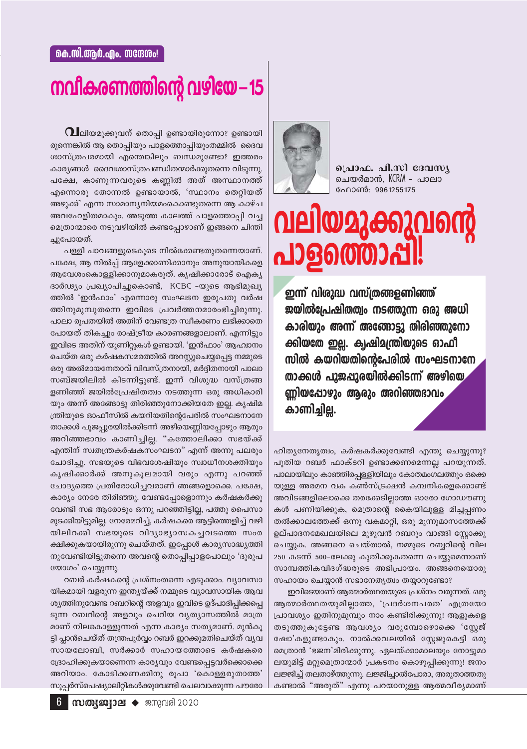കെ.സി.ആർ.എം. സന്ദേശം!

# നവീകരണത്തിന്റെ വഴിയേ – 15

# വലിയമുക്കുവന്റെ പാളത്തൊപ്പി!

പ്രൊഫ. പി.സി ദേവസ്യ
ചെയർമാൻ, KCRM – പാലാ
ഫോൺ: 9961255175

**ഇന്ന് വിശുദ്ധ വസ്ത്രങ്ങളണിഞ്ഞ് ജയിൽപ്രേഷിതത്വം നടത്തുന്ന ഒരു അധികാരിയും അന്ന് അങ്ങോട്ടു തിരിഞ്ഞുനോക്കിയതേ ഇല്ല. കൃഷിമന്ത്രിയുടെ ഓഫീസിൽ കയറിയതിന്റെപേരിൽ സംഘടനാനേതാക്കൾ പൂജപ്പുരയിൽക്കിടന്ന് അഴിയെണ്ണിയപ്പോഴും ആരും അറിഞ്ഞഭാവം കാണിച്ചില്ല.**

വലിയമുക്കുവന് തൊപ്പി ഉണ്ടായിരുന്നോ? ഉണ്ടായിരുന്നെങ്കിൽ ആ തൊപ്പിയും പാളത്തൊപ്പിയുംതമ്മിൽ ദൈവശാസ്ത്രപരമായി എന്തെങ്കിലും ബന്ധമുണ്ടോ? ഇത്തരം കാര്യങ്ങൾ ദൈവശാസ്ത്രപണ്ഡിതന്മാർക്കുതന്നെ വിടുന്നു. പക്ഷേ, കാണുന്നവരുടെ കണ്ണിൽ അത് അസ്ഥാനത്ത് എന്നൊരു തോന്നൽ ഉണ്ടായാൽ, 'സ്ഥാനം തെറ്റിയത് അഴുക്ക്' എന്ന സാമാന്യനിയമംകൊണ്ടുതന്നെ ആ കാഴ്ച അവഹേളിതമാകും. അടുത്ത കാലത്ത് പാളത്തൊപ്പി വച്ച മെത്രാന്മാരെ നടുവഴിയിൽ കണ്ടപ്പോഴാണ് ഇങ്ങനെ ചിന്തിച്ചുപോയത്.

പള്ളി പാവങ്ങളുടെകൂടെ നിൽക്കേണ്ടതുതന്നെയാണ്. പക്ഷേ, ആ നിൽപ്പ് ആളേക്കാണിക്കാനും അനുയായികളെ ആവേശംകൊള്ളിക്കാനുമാകരുത്. കൃഷിക്കാരോട് ഐക്യദാർഢ്യം പ്രഖ്യാപിച്ചുകൊണ്ട്, KCBC -യുടെ ആഭിമുഖ്യത്തിൽ 'ഇൻഫാം' എന്നൊരു സംഘടന ഇരുപതു വർഷത്തിനുമുമ്പുതന്നെ ഇവിടെ പ്രവർത്തനമാരംഭിച്ചിരുന്നു. പാലാ രൂപതയിൽ അതിന് വേണ്ടത്ര സ്വീകരണം ലഭിക്കാതെ പോയത് തികച്ചും രാഷ്ട്രീയ കാരണങ്ങളാലാണ്. എന്നിട്ടും ഇവിടെ അതിന് യൂണിറ്റുകൾ ഉണ്ടായി. 'ഇൻഫാം' ആഹ്വാനം ചെയ്ത ഒരു കർഷകസമരത്തിൽ അറസ്റ്റുചെയ്യപ്പെട്ട നമ്മുടെ ഒരു അൽമായനേതാവ് വിവസ്ത്രനായി, മർദ്ദിതനായി പാലാ സബ്ജയിലിൽ കിടന്നിട്ടുണ്ട്. ഇന്ന് വിശുദ്ധ വസ്ത്രങ്ങളണിഞ്ഞ് ജയിൽപ്രേഷിതത്വം നടത്തുന്ന ഒരു അധികാരിയും അന്ന് അങ്ങോട്ടു തിരിഞ്ഞുനോക്കിയതേ ഇല്ല. കൃഷിമന്ത്രിയുടെ ഓഫീസിൽ കയറിയതിന്റെപേരിൽ സംഘടനാനേതാക്കൾ പൂജപ്പുരയിൽക്കിടന്ന് അഴിയെണ്ണിയപ്പോഴും ആരും അറിഞ്ഞഭാവം കാണിച്ചില്ല. "കത്തോലിക്കാ സഭയ്ക്ക് എന്തിന് സ്വതന്ത്രകർഷകസംഘടന" എന്ന് അന്നു പലരും ചോദിച്ചു. സഭയുടെ വിഭവശേഷിയും സ്വാധീനശക്തിയും കൃഷിക്കാർക്ക് അനുകൂലമായി വരും എന്നു പറഞ്ഞ് ചോദ്യത്തെ പ്രതിരോധിച്ചവരാണ് ഞങ്ങളൊക്കെ. പക്ഷേ, കാര്യം നേരേ തിരിഞ്ഞു. വേണ്ടപ്പോളൊന്നും കർഷകർക്കുവേണ്ടി സഭ ആരോടും ഒന്നു പറഞ്ഞിട്ടില്ല, പത്തു പൈസ മുടക്കിയിട്ടുമില്ല. നേരേമറിച്ച്, കർഷകരെ ആട്ടിത്തെളിച്ച് വഴിയിലിറക്കി സഭയുടെ വിദ്യാഭ്യാസകച്ചവടത്തെ സംരക്ഷിക്കുകയായിരുന്നു ചെയ്തത്. ഇപ്പോൾ കാര്യസാദ്ധ്യത്തിനുവേണ്ടിയിട്ടുതന്നെ അവന്റെ തൊപ്പിപ്പാളപോലും 'ദുരുപയോഗം' ചെയ്യുന്നു.

റബർ കർഷകന്റെ പ്രശ്നംതന്നെ എടുക്കാം. വ്യാവസായികമായി വളരുന്ന ഇന്ത്യയ്ക്ക് നമ്മുടെ വ്യാവസായിക ആവശ്യത്തിനുവേണ്ട റബറിന്റെ അളവും ഇവിടെ ഉദ്പാദിപ്പിക്കപ്പെടുന്ന റബറിന്റെ അളവും ചെറിയ വ്യത്യാസത്തിൽ മാത്രമാണ് നിലകൊള്ളുന്നത് എന്ന കാര്യം സത്യമാണ്. മുൻകൂട്ടി പ്ലാൻചെയ്ത് തന്ത്രപൂർവ്വം റബർ ഇറക്കുമതിചെയ്ത് വ്യവസായലോബി, സർക്കാർ സഹായത്തോടെ കർഷകരെ ദ്രോഹിക്കുകയാണെന്ന കാര്യവും വേണ്ടപ്പെട്ടവർക്കൊക്കെ അറിയാം. കോടിക്കണക്കിനു രൂപാ 'കൊള്ളരുതാത്ത' സൂപ്പർസ്പെഷ്യാലിറ്റികൾക്കുവേണ്ടി ചെലവാക്കുന്ന പൗരോഹിത്യനേതൃത്വം, കർഷകർക്കുവേണ്ടി എന്തു ചെയ്യുന്നു? പുതിയ റബർ ഫാക്ടറി ഉണ്ടാക്കണമെന്നല്ല പറയുന്നത്. പാലായിലും കാഞ്ഞിരപ്പള്ളിയിലും കോതമംഗലത്തും ഒക്കെയുള്ള അരമന വക കൺസ്ട്രക്ഷൻ കമ്പനികളെക്കൊണ്ട് അവിടങ്ങളിലൊക്കെ തരക്കേടില്ലാത്ത ഓരോ ഗോഡൗണുകൾ പണിയിക്കുക, മെത്രാന്റെ കൈയിലുള്ള മിച്ചപ്പണം തൽക്കാലത്തേക്ക് ഒന്നു വകമാറ്റി, ഒരു മൂന്നുമാസത്തേക്ക് ഉല്പാദനമേഖലയിലെ മുഴുവൻ റബറും വാങ്ങി സ്റ്റോക്കു ചെയ്യുക. അങ്ങനെ ചെയ്താൽ, നമ്മുടെ റബ്ബറിന്റെ വില 250 കടന്ന് 500-ലേക്കു കുതിക്കുകതന്നെ ചെയ്യുമെന്നാണ് സാമ്പത്തികവിദഗ്ദ്ധരുടെ അഭിപ്രായം. അങ്ങനെയൊരു സഹായം ചെയ്യാൻ സഭാനേതൃത്വം തയ്യാറുണ്ടോ?

ഇവിടെയാണ് ആത്മാർത്ഥതയുടെ പ്രശ്നം വരുന്നത്. ഒരു ആത്മാർത്ഥതയുമില്ലാതെ, 'പ്രദർശനപരത' എത്രയോ പ്രാവശ്യം ഇതിനുമുമ്പും നാം കണ്ടിരിക്കുന്നു! ആളുകളെ തടുത്തുകൂട്ടേണ്ട ആവശ്യം വരുമ്പോഴൊക്കെ 'സ്റ്റേജ് ഷോ'കളുണ്ടാകും. നാൽക്കവലയിൽ സ്റ്റേജുകെട്ടി ഒരു മെത്രാൻ 'ഭജന'മിരിക്കുന്നു. ഏലയ്ക്കാമാലയും നോട്ടുമാലയുമിട്ട് മറ്റുമെത്രാന്മാർ പ്രകടനം കൊഴുപ്പിക്കുന്നു! ജനം ലജ്ജിച്ച് തലതാഴ്ത്തുന്നു. ലജ്ജിച്ചാൽപോരാ, അരുതാത്തതു കണ്ടാൽ "അരുത്" എന്നു പറയാനുള്ള ആത്മവീര്യമാണ്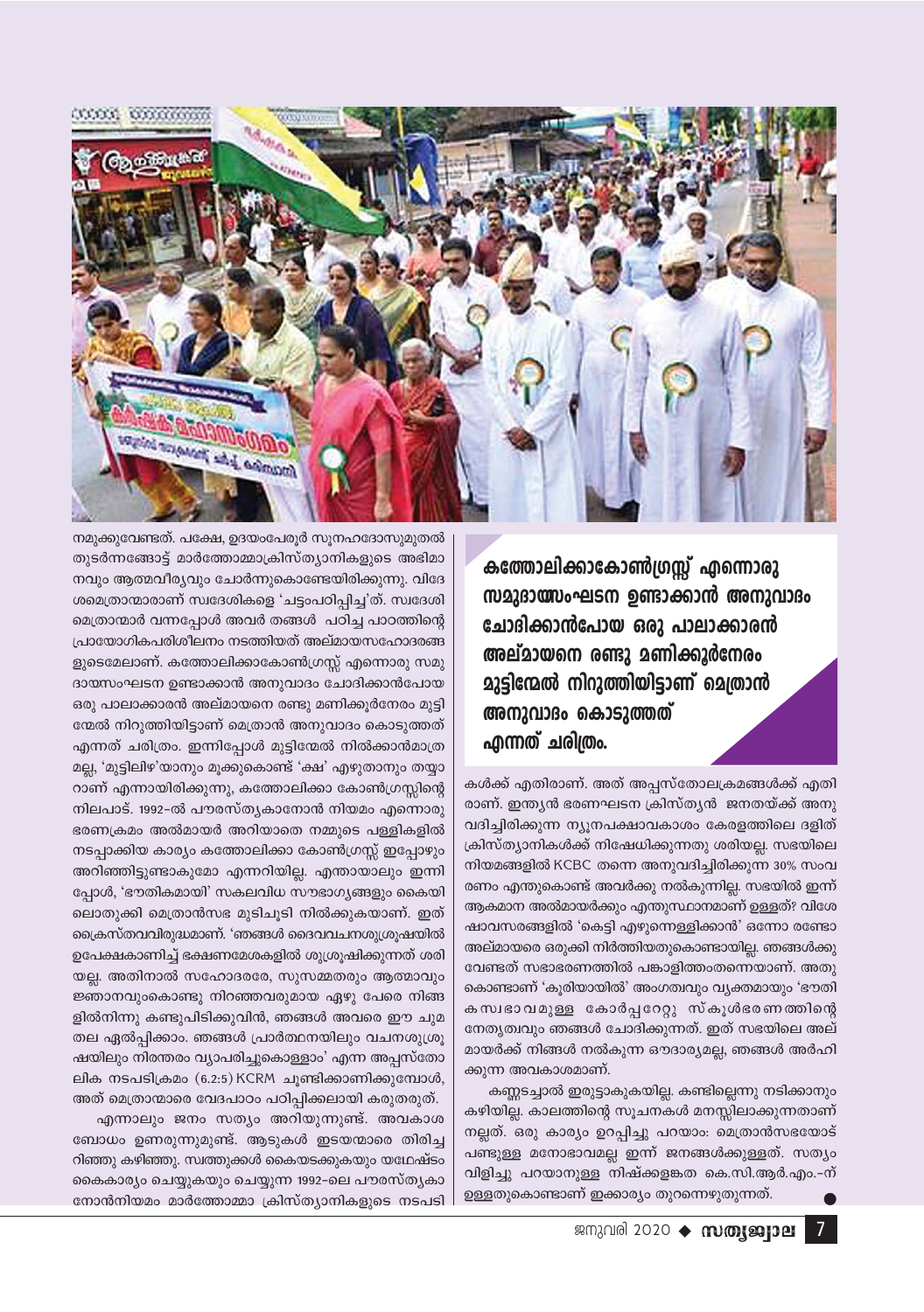നമുക്കുവേണ്ടത്. പക്ഷേ, ഉദയംപേരൂർ സൂനഹദോസുമുതൽ തുടർന്നങ്ങോട്ട് മാർത്തോമ്മാക്രിസ്ത്യാനികളുടെ അഭിമാനവും ആത്മവീര്യവും ചോർന്നുകൊണ്ടേയിരിക്കുന്നു. വിദേശമെത്രാന്മാരാണ് സ്വദേശികളെ 'ചട്ടംപഠിപ്പിച്ച'ത്. സ്വദേശി മെത്രാന്മാർ വന്നപ്പോൾ അവർ തങ്ങൾ പഠിച്ച പാഠത്തിന്റെ പ്രായോഗികപരിശീലനം നടത്തിയത് അല്മായസഹോദരങ്ങളുടെമേലാണ്. കത്തോലിക്കാകോൺഗ്രസ്സ് എന്നൊരു സമുദായസംഘടന ഉണ്ടാക്കാൻ അനുവാദം ചോദിക്കാൻപോയ ഒരു പാലാക്കാരൻ അല്മായനെ രണ്ടു മണിക്കൂർനേരം മുട്ടിന്മേൽ നിറുത്തിയിട്ടാണ് മെത്രാൻ അനുവാദം കൊടുത്തത് എന്നത് ചരിത്രം. ഇന്നിപ്പോൾ മുട്ടിന്മേൽ നിൽക്കാൻമാത്രമല്ല, 'മുട്ടിലിഴ'യാനും മൂക്കുകൊണ്ട് 'ക്ഷ' എഴുതാനും തയ്യാറാണ് എന്നായിരിക്കുന്നു, കത്തോലിക്കാ കോൺഗ്രസ്സിന്റെ നിലപാട്. 1992-ൽ പൗരസ്ത്യകാനോൻ നിയമം എന്നൊരു ഭരണക്രമം അൽമായർ അറിയാതെ നമ്മുടെ പള്ളികളിൽ നടപ്പാക്കിയ കാര്യം കത്തോലിക്കാ കോൺഗ്രസ്സ് ഇപ്പോഴും അറിഞ്ഞിട്ടുണ്ടാകുമോ എന്നറിയില്ല. എന്തായാലും ഇന്നിപ്പോൾ, 'ഭൗതികമായി' സകലവിധ സൗഭാഗ്യങ്ങളും കൈയിലൊതുക്കി മെത്രാൻസഭ മുടിചൂടി നിൽക്കുകയാണ്. ഇത് ക്രൈസ്തവവിരുദ്ധമാണ്. 'ഞങ്ങൾ ദൈവവചനശുശ്രൂഷയിൽ ഉപേക്ഷകാണിച്ച് ഭക്ഷണമേശകളിൽ ശുശ്രൂഷിക്കുന്നത് ശരിയല്ല. അതിനാൽ സഹോദരരേ, സുസമ്മതരും ആത്മാവും ജ്ഞാനവുംകൊണ്ടു നിറഞ്ഞവരുമായ ഏഴു പേരെ നിങ്ങളിൽനിന്നു കണ്ടുപിടിക്കുവിൻ, ഞങ്ങൾ അവരെ ഈ ചുമതല ഏൽപ്പിക്കാം. ഞങ്ങൾ പ്രാർത്ഥനയിലും വചനശുശ്രൂഷയിലും നിരന്തരം വ്യാപരിച്ചുകൊള്ളാം' എന്ന അപ്പസ്തോലിക നടപടിക്രമം (6.2:5) KCRM ചൂണ്ടിക്കാണിക്കുമ്പോൾ, അത് മെത്രാന്മാരെ വേദപാഠം പഠിപ്പിക്കലായി കരുതരുത്.

എന്നാലും ജനം സത്യം അറിയുന്നുണ്ട്. അവകാശബോധം ഉണരുന്നുമുണ്ട്. ആടുകൾ ഇടയന്മാരെ തിരിച്ചറിഞ്ഞു കഴിഞ്ഞു. സ്വത്തുക്കൾ കൈയടക്കുകയും യഥേഷ്ടം കൈകാര്യം ചെയ്യുകയും ചെയ്യുന്ന 1992-ലെ പൗരസ്ത്യകാനോൻനിയമം മാർത്തോമ്മാ ക്രിസ്ത്യാനികളുടെ നടപടികൾക്ക് എതിരാണ്. അത് അപ്പസ്തോലക്രമങ്ങൾക്ക് എതിരാണ്. ഇന്ത്യൻ ഭരണഘടന ക്രിസ്ത്യൻ ജനതയ്ക്ക് അനുവദിച്ചിരിക്കുന്ന ന്യൂനപക്ഷാവകാശം കേരളത്തിലെ ദളിത് ക്രിസ്ത്യാനികൾക്ക് നിഷേധിക്കുന്നതു ശരിയല്ല. സഭയിലെ നിയമങ്ങളിൽ KCBC തന്നെ അനുവദിച്ചിരിക്കുന്ന 30% സംവരണം എന്തുകൊണ്ട് അവർക്കു നൽകുന്നില്ല. സഭയിൽ ഇന്ന് ആകമാന അൽമായർക്കും എന്തുസ്ഥാനമാണ് ഉള്ളത്? വിശേഷാവസരങ്ങളിൽ 'കെട്ടി എഴുന്നെള്ളിക്കാൻ' ഒന്നോ രണ്ടോ അല്മായരെ ഒരുക്കി നിർത്തിയതുകൊണ്ടായില്ല. ഞങ്ങൾക്കു വേണ്ടത് സഭാഭരണത്തിൽ പങ്കാളിത്തംതന്നെയാണ്. അതുകൊണ്ടാണ് 'കൂരിയായിൽ' അംഗത്വവും വ്യക്തമായും 'ഭൗതികസ്വഭാവമുള്ള കോർപ്പറേറ്റു സ്കൂൾഭരണത്തിന്റെ നേതൃത്വവും ഞങ്ങൾ ചോദിക്കുന്നത്. ഇത് സഭയിലെ അല്മായർക്ക് നിങ്ങൾ നൽകുന്ന ഔദാര്യമല്ല, ഞങ്ങൾ അർഹിക്കുന്ന അവകാശമാണ്.

**കത്തോലിക്കാകോൺഗ്രസ്സ് എന്നൊരു സമുദായസംഘടന ഉണ്ടാക്കാൻ അനുവാദം ചോദിക്കാൻപോയ ഒരു പാലാക്കാരൻ അല്മായനെ രണ്ടു മണിക്കൂർനേരം മുട്ടിന്മേൽ നിറുത്തിയിട്ടാണ് മെത്രാൻ അനുവാദം കൊടുത്തത് എന്നത് ചരിത്രം.**

കണ്ണടച്ചാൽ ഇരുട്ടാകുകയില്ല. കണ്ടില്ലെന്നു നടിക്കാനും കഴിയില്ല. കാലത്തിന്റെ സൂചനകൾ മനസ്സിലാക്കുന്നതാണ് നല്ലത്. ഒരു കാര്യം ഉറപ്പിച്ചു പറയാം: മെത്രാൻസഭയോട് പണ്ടുള്ള മനോഭാവമല്ല ഇന്ന് ജനങ്ങൾക്കുള്ളത്. സത്യം വിളിച്ചു പറയാനുള്ള നിഷ്ക്കളങ്കത കെ.സി.ആർ.എം.-ന് ഉള്ളതുകൊണ്ടാണ് ഇക്കാര്യം തുറന്നെഴുതുന്നത്.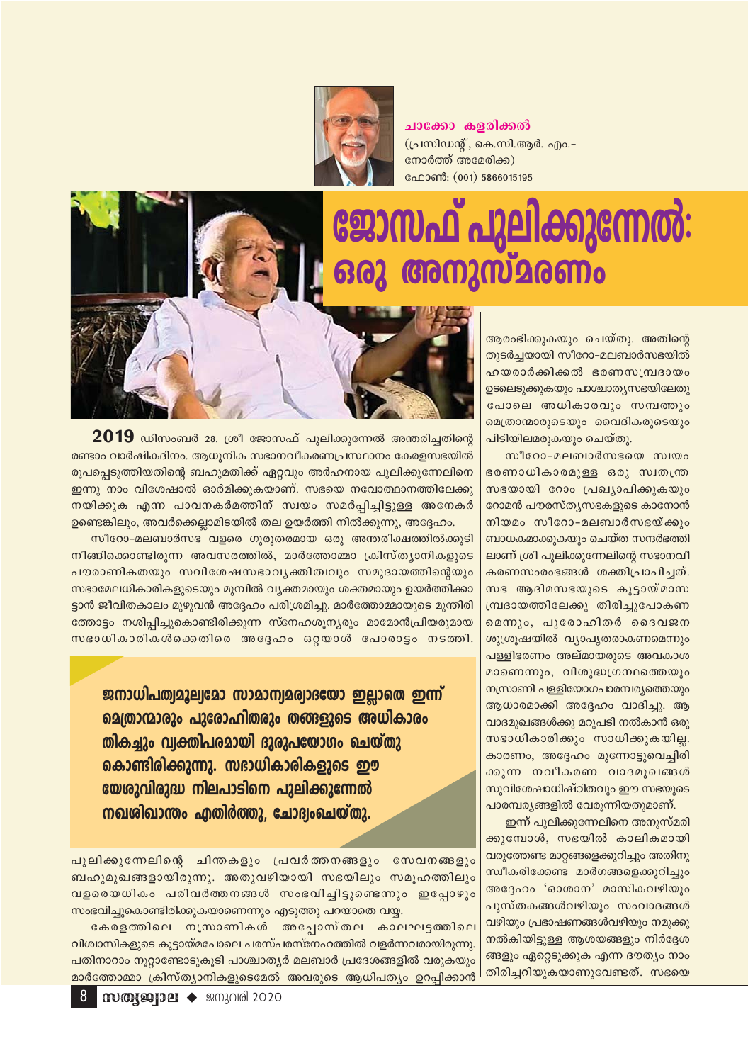**ചാക്കോ കളരിക്കൽ**
(പ്രസിഡന്റ്, കെ.സി.ആർ. എം.- നോർത്ത് അമേരിക്ക)
ഫോൺ: (001) 5866015195

# ജോസഫ് പുലിക്കുന്നേൽ: ഒരു അനുസ്മരണം

**2019** ഡിസംബർ 28. ശ്രീ ജോസഫ് പുലിക്കുന്നേൽ അന്തരിച്ചതിന്റെ രണ്ടാം വാർഷികദിനം. ആധുനിക സഭാനവീകരണപ്രസ്ഥാനം കേരളസഭയിൽ രൂപപ്പെടുത്തിയതിന്റെ ബഹുമതിക്ക് ഏറ്റവും അർഹനായ പുലിക്കുന്നേലിനെ ഇന്നു നാം വിശേഷാൽ ഓർമിക്കുകയാണ്. സഭയെ നവോത്ഥാനത്തിലേക്കു നയിക്കുക എന്ന പാവനകർമത്തിന് സ്വയം സമർപ്പിച്ചിട്ടുള്ള അനേകർ ഉണ്ടെങ്കിലും, അവർക്കെല്ലാമിടയിൽ തല ഉയർത്തി നിൽക്കുന്നു, അദ്ദേഹം.

സീറോ-മലബാർസഭ വളരെ ഗുരുതരമായ ഒരു അന്തരീക്ഷത്തിൽക്കൂടി നീങ്ങിക്കൊണ്ടിരുന്ന അവസരത്തിൽ, മാർത്തോമ്മാ ക്രിസ്ത്യാനികളുടെ പൗരാണികതയും സവിശേഷസഭാവ്യക്തിത്വവും സമുദായത്തിന്റെയും സഭാമേലധികാരികളുടെയും മുമ്പിൽ വ്യക്തമായും ശക്തമായും ഉയർത്തിക്കാട്ടാൻ ജീവിതകാലം മുഴുവൻ അദ്ദേഹം പരിശ്രമിച്ചു. മാർത്തോമ്മായുടെ മുന്തിരിത്തോട്ടം നശിപ്പിച്ചുകൊണ്ടിരിക്കുന്ന സ്നേഹശൂന്യരും മാമോൻപ്രിയരുമായ സഭാധികാരികൾക്കെതിരെ അദ്ദേഹം ഒറ്റയാൾ പോരാട്ടം നടത്തി.

> **ജനാധിപത്യമൂല്യമോ സാമാന്യമര്യാദയോ ഇല്ലാതെ ഇന്ന് മെത്രാന്മാരും പുരോഹിതരും തങ്ങളുടെ അധികാരം തികച്ചും വ്യക്തിപരമായി ദുരുപയോഗം ചെയ്തുകൊണ്ടിരിക്കുന്നു. സഭാധികാരികളുടെ ഈ യേശുവിരുദ്ധ നിലപാടിനെ പുലിക്കുന്നേൽ നഖശിഖാന്തം എതിർത്തു, ചോദ്യംചെയ്തു.**

പുലിക്കുന്നേലിന്റെ ചിന്തകളും പ്രവർത്തനങ്ങളും സേവനങ്ങളും ബഹുമുഖങ്ങളായിരുന്നു. അതുവഴിയായി സഭയിലും സമൂഹത്തിലും വളരെയധികം പരിവർത്തനങ്ങൾ സംഭവിച്ചിട്ടുണ്ടെന്നും ഇപ്പോഴും സംഭവിച്ചുകൊണ്ടിരിക്കുകയാണെന്നും എടുത്തു പറയാതെ വയ്യ.

കേരളത്തിലെ നസ്രാണികൾ അപ്പോസ്തല കാലഘട്ടത്തിലെ വിശ്വാസികളുടെ കൂട്ടായ്മപോലെ പരസ്പരസ്നേഹത്തിൽ വളർന്നവരായിരുന്നു. പതിനാറാം നൂറ്റാണ്ടോടുകൂടി പാശ്ചാത്യർ മലബാർ പ്രദേശങ്ങളിൽ വരുകയും മാർത്തോമ്മാ ക്രിസ്ത്യാനികളുടെമേൽ അവരുടെ ആധിപത്യം ഉറപ്പിക്കാൻ ആരംഭിക്കുകയും ചെയ്തു. അതിന്റെ തുടർച്ചയായി സീറോ-മലബാർസഭയിൽ ഹയരാർക്കിക്കൽ ഭരണസമ്പ്രദായം ഉടലെടുക്കുകയും പാശ്ചാത്യസഭയിലേതുപോലെ അധികാരവും സമ്പത്തും മെത്രാന്മാരുടെയും വൈദികരുടെയും പിടിയിലമരുകയും ചെയ്തു.

സീറോ-മലബാർസഭയെ സ്വയംഭരണാധികാരമുള്ള ഒരു സ്വതന്ത്രസഭയായി റോം പ്രഖ്യാപിക്കുകയും റോമൻ പൗരസ്ത്യസഭകളുടെ കാനോൻ നിയമം സീറോ-മലബാർസഭയ്ക്കും ബാധകമാക്കുകയും ചെയ്ത സന്ദർഭത്തിലാണ് ശ്രീ പുലിക്കുന്നേലിന്റെ സഭാനവീകരണസംരംഭങ്ങൾ ശക്തിപ്രാപിച്ചത്. സഭ ആദിമസഭയുടെ കൂട്ടായ്മാസമ്പ്രദായത്തിലേക്കു തിരിച്ചുപോകണമെന്നും, പുരോഹിതർ ദൈവജനശുശ്രൂഷയിൽ വ്യാപൃതരാകണമെന്നും പള്ളിഭരണം അല്മായരുടെ അവകാശമാണെന്നും, വിശുദ്ധഗ്രന്ഥത്തെയും നസ്രാണി പള്ളിയോഗപാരമ്പര്യത്തെയും ആധാരമാക്കി അദ്ദേഹം വാദിച്ചു. ആ വാദമുഖങ്ങൾക്കു മറുപടി നൽകാൻ ഒരു സഭാധികാരിക്കും സാധിക്കുകയില്ല. കാരണം, അദ്ദേഹം മുന്നോട്ടുവെച്ചിരിക്കുന്ന നവീകരണ വാദമുഖങ്ങൾ സുവിശേഷാധിഷ്ഠിതവും ഈ സഭയുടെ പാരമ്പര്യങ്ങളിൽ വേരൂന്നിയതുമാണ്.

ഇന്ന് പുലിക്കുന്നേലിനെ അനുസ്മരിക്കുമ്പോൾ, സഭയിൽ കാലികമായി വരുത്തേണ്ട മാറ്റങ്ങളെക്കുറിച്ചും അതിനു സ്വീകരിക്കേണ്ട മാർഗങ്ങളെക്കുറിച്ചും അദ്ദേഹം 'ഓശാന' മാസികവഴിയും പുസ്തകങ്ങൾവഴിയും സംവാദങ്ങൾ വഴിയും പ്രഭാഷണങ്ങൾവഴിയും നമുക്കു നൽകിയിട്ടുള്ള ആശയങ്ങളും നിർദ്ദേശങ്ങളും ഏറ്റെടുക്കുക എന്ന ദൗത്യം നാം തിരിച്ചറിയുകയാണുവേണ്ടത്. സഭയെ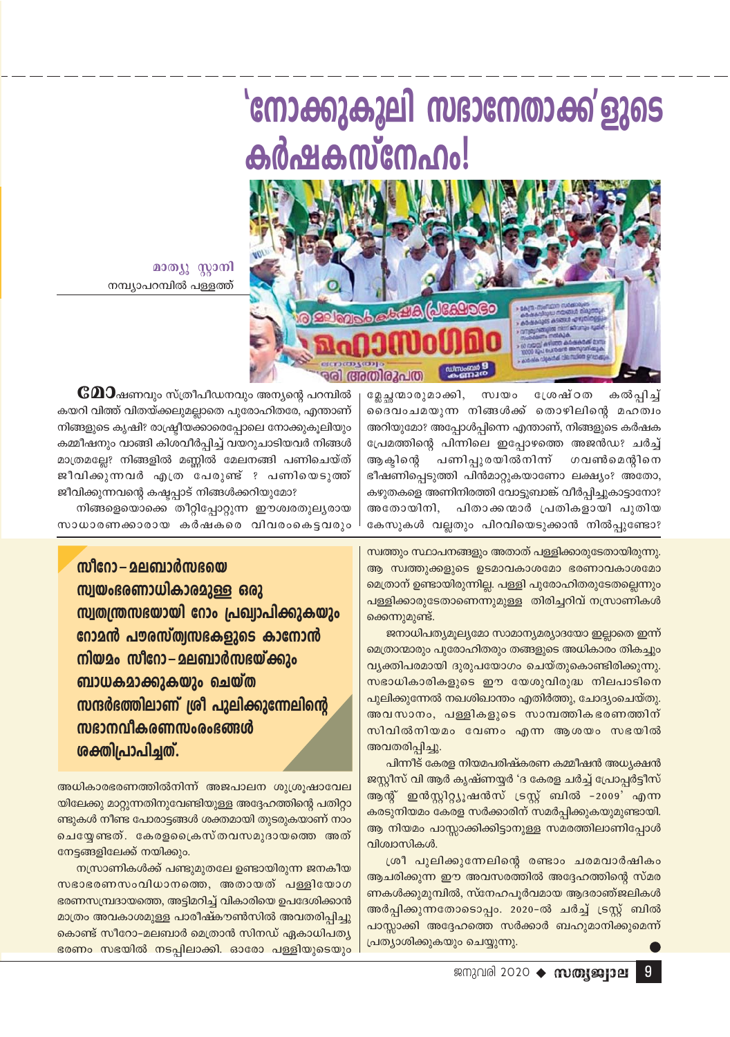# 'നോക്കുകൂലി സഭാനേതാക്ക'ളുടെ കർഷകസ്നേഹം!

**മാത്യൂ സ്കറി**
നമ്പ്യാപറമ്പിൽ പള്ളത്ത്

ചൂഷണവും സ്ത്രീപീഡനവും അന്യന്റെ പറമ്പിൽ കയറി വിത്ത് വിതയ്ക്കലുമല്ലാതെ പുരോഹിതരേ, എന്താണ് നിങ്ങളുടെ കൃഷി? രാഷ്ട്രീയക്കാരെപ്പോലെ നോക്കുകൂലിയും കമ്മീഷനും വാങ്ങി കിശവീർപ്പിച്ച് വയറുചാടിയവർ നിങ്ങൾ മാത്രമല്ലേ? നിങ്ങളിൽ മണ്ണിൽ മേലനങ്ങി പണിചെയ്ത് ജീവിക്കുന്നവർ എത്ര പേരുണ്ട് ? പണിയെടുത്ത് ജീവിക്കുന്നവന്റെ കഷ്ടപ്പാട് നിങ്ങൾക്കറിയുമോ?

നിങ്ങളെയൊക്കെ തീറ്റിപ്പോറ്റുന്ന ഈശ്വരതുല്യരായ സാധാരണക്കാരായ കർഷകരെ വിവരംകെട്ടവരും മ്ലേച്ഛന്മാരുമാക്കി, സ്വയം ശ്രേഷ്ഠത കല്പിച്ച് ദൈവംചമയുന്ന നിങ്ങൾക്ക് തൊഴിലിന്റെ മഹത്വം അറിയുമോ? അപ്പോൾപ്പിന്നെ എന്താണ്, നിങ്ങളുടെ കർഷക പ്രേമത്തിന്റെ പിന്നിലെ ഇപ്പോഴത്തെ അജൻഡ? ചർച്ച് ആക്ടിന്റെ പണിപ്പുരയിൽനിന്ന് ഗവൺമെന്റിനെ ഭീഷണിപ്പെടുത്തി പിൻമാറ്റുകയാണോ ലക്ഷ്യം? അതോ, കഴുതകളെ അണിനിരത്തി വോട്ടുബാങ്ക് വീർപ്പിച്ചുകാട്ടാനോ? അതോയിനി, പിതാക്കന്മാർ പ്രതികളായി പുതിയ കേസുകൾ വല്ലതും പിറവിയെടുക്കാൻ നിൽപ്പുണ്ടോ?

**സീറോ–മലബാർസഭയെ സ്വയംഭരണാധികാരമുള്ള ഒരു സ്വതന്ത്രസഭയായി റോം പ്രഖ്യാപിക്കുകയും റോമൻ പൗരസ്ത്യസഭകളുടെ കാനോൻ നിയമം സീറോ–മലബാർസഭയ്ക്കും ബാധകമാക്കുകയും ചെയ്ത സന്ദർഭത്തിലാണ് ശ്രീ പുലിക്കുന്നേലിന്റെ സഭാനവീകരണസംരംഭങ്ങൾ ശക്തിപ്രാപിച്ചത്.**

അധികാരഭരണത്തിൽനിന്ന് അജപാലന ശുശ്രൂഷാവേലയിലേക്കു മാറ്റുന്നതിനുവേണ്ടിയുള്ള അദ്ദേഹത്തിന്റെ പതിറ്റാണ്ടുകൾ നീണ്ട പോരാട്ടങ്ങൾ ശക്തമായി തുടരുകയാണ് നാം ചെയ്യേണ്ടത്. കേരളക്രൈസ്തവസമുദായത്തെ അത് നേട്ടങ്ങളിലേക്ക് നയിക്കും.

നസ്രാണികൾക്ക് പണ്ടുമുതലേ ഉണ്ടായിരുന്ന ജനകീയ സഭാഭരണസംവിധാനത്തെ, അതായത് പള്ളിയോഗഭരണസമ്പ്രദായത്തെ, അട്ടിമറിച്ച് വികാരിയെ ഉപദേശിക്കാൻ മാത്രം അവകാശമുള്ള പാരീഷ്കൗൺസിൽ അവതരിപ്പിച്ചുകൊണ്ട് സീറോ-മലബാർ മെത്രാൻ സിനഡ് ഏകാധിപത്യഭരണം സഭയിൽ നടപ്പിലാക്കി. ഓരോ പള്ളിയുടെയും സ്വത്തും സ്ഥാപനങ്ങളും അതാത് പള്ളിക്കാരുടേതായിരുന്നു. ആ സ്വത്തുക്കളുടെ ഉടമാവകാശമോ ഭരണാവകാശമോ മെത്രാന് ഉണ്ടായിരുന്നില്ല. പള്ളി പുരോഹിതരുടേതല്ലെന്നും പള്ളിക്കാരുടേതാണെന്നുമുള്ള തിരിച്ചറിവ് നസ്രാണികൾക്കെന്നുമുണ്ട്.

ജനാധിപത്യമൂല്യമോ സാമാന്യമര്യാദയോ ഇല്ലാതെ ഇന്ന് മെത്രാന്മാരും പുരോഹിതരും തങ്ങളുടെ അധികാരം തികച്ചും വ്യക്തിപരമായി ദുരുപയോഗം ചെയ്തുകൊണ്ടിരിക്കുന്നു. സഭാധികാരികളുടെ ഈ യേശുവിരുദ്ധ നിലപാടിനെ പുലിക്കുന്നേൽ നഖശിഖാന്തം എതിർത്തു, ചോദ്യംചെയ്തു. അവസാനം, പള്ളികളുടെ സാമ്പത്തികഭരണത്തിന് സിവിൽനിയമം വേണം എന്ന ആശയം സഭയിൽ അവതരിപ്പിച്ചു.

പിന്നീട് കേരള നിയമപരിഷ്കരണ കമ്മീഷൻ അധ്യക്ഷൻ ജസ്റ്റീസ് വി ആർ കൃഷ്ണയ്യർ 'ദ കേരള ചർച്ച് പ്രോപ്പർട്ടീസ് ആന്റ് ഇൻസ്റ്റിറ്റ്യൂഷൻസ് ട്രസ്റ്റ് ബിൽ -2009' എന്ന കരടുനിയമം കേരള സർക്കാരിന് സമർപ്പിക്കുകയുമുണ്ടായി. ആ നിയമം പാസ്സാക്കിക്കിട്ടാനുള്ള സമരത്തിലാണിപ്പോൾ വിശ്വാസികൾ.

ശ്രീ പുലിക്കുന്നേലിന്റെ രണ്ടാം ചരമവാർഷികം ആചരിക്കുന്ന ഈ അവസരത്തിൽ അദ്ദേഹത്തിന്റെ സ്മരണകൾക്കുമുമ്പിൽ, സ്നേഹപൂർവമായ ആദരാഞ്ജലികൾ അർപ്പിക്കുന്നതോടൊപ്പം. 2020-ൽ ചർച്ച് ട്രസ്റ്റ് ബിൽ പാസ്സാക്കി അദ്ദേഹത്തെ സർക്കാർ ബഹുമാനിക്കുമെന്ന് പ്രത്യാശിക്കുകയും ചെയ്യുന്നു.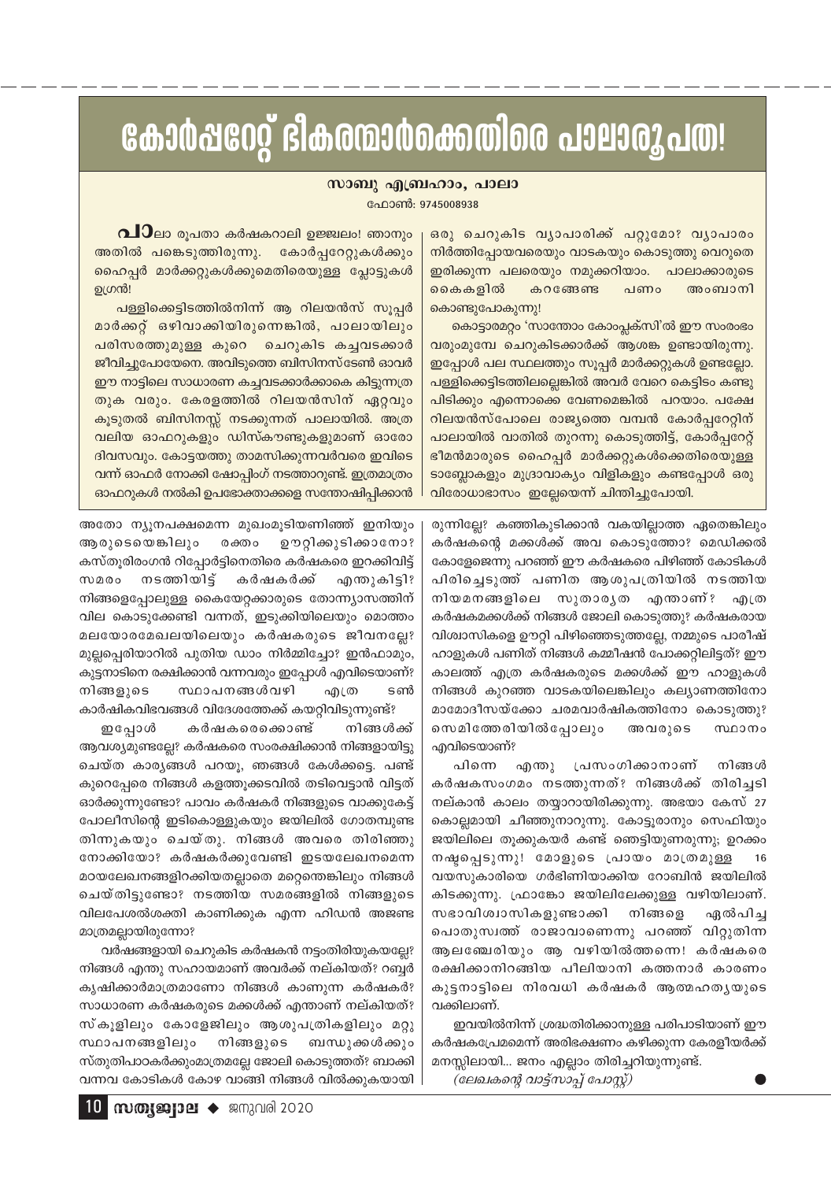# കോർപ്പറേറ്റ് ഭീകരന്മാർക്കെതിരെ പാലാരൂപത!

**സാബു എബ്രഹാം, പാലാ**

ഫോൺ: 9745008938

പാലാ രൂപതാ കർഷകറാലി ഉജ്ജ്വലം! ഞാനും അതിൽ പങ്കെടുത്തിരുന്നു. കോർപ്പറേറ്റുകൾക്കും ഹൈപ്പർ മാർക്കറ്റുകൾക്കുമെതിരെയുള്ള പ്ലോട്ടുകൾ ഉഗ്രൻ!

പള്ളിക്കെട്ടിടത്തിൽനിന്ന് ആ റിലയൻസ് സൂപ്പർ മാർക്കറ്റ് ഒഴിവാക്കിയിരുന്നെങ്കിൽ, പാലായിലും പരിസരത്തുമുള്ള കുറെ ചെറുകിട കച്ചവടക്കാർ ജീവിച്ചുപോയേനെ. അവിടുത്തെ ബിസിനസ്ടേൺ ഓവർ ഈ നാട്ടിലെ സാധാരണ കച്ചവടക്കാർക്കാകെ കിട്ടുന്നത്ര തുക വരും. കേരളത്തിൽ റിലയൻസിന് ഏറ്റവും കൂടുതൽ ബിസിനസ്സ് നടക്കുന്നത് പാലായിൽ. അത്ര വലിയ ഓഫറുകളും ഡിസ്കൗണ്ടുകളുമാണ് ഓരോ ദിവസവും. കോട്ടയത്തു താമസിക്കുന്നവർവരെ ഇവിടെ വന്ന് ഓഫർ നോക്കി ഷോപ്പിംഗ് നടത്താറുണ്ട്. ഇത്രമാത്രം ഓഫറുകൾ നൽകി ഉപഭോക്താക്കളെ സന്തോഷിപ്പിക്കാൻ ഒരു ചെറുകിട വ്യാപാരിക്ക് പറ്റുമോ? വ്യാപാരം നിർത്തിപ്പോയവരെയും വാടകയും കൊടുത്തു വെറുതെ ഇരിക്കുന്ന പലരെയും നമുക്കറിയാം. പാലാക്കാരുടെ കൈകളിൽ കറങ്ങേണ്ട പണം അംബാനി കൊണ്ടുപോകുന്നു!

കൊട്ടാരമറ്റം 'സാന്തോം കോംപ്ലക്സി'ൽ ഈ സംരംഭം വരുംമുമ്പേ ചെറുകിടക്കാർക്ക് ആശങ്ക ഉണ്ടായിരുന്നു. ഇപ്പോൾ പല സ്ഥലത്തും സൂപ്പർ മാർക്കറ്റുകൾ ഉണ്ടല്ലോ. പള്ളിക്കെട്ടിടത്തിലല്ലെങ്കിൽ അവർ വേറെ കെട്ടിടം കണ്ടു പിടിക്കും എന്നൊക്കെ വേണമെങ്കിൽ പറയാം. പക്ഷേ റിലയൻസ്പോലെ രാജ്യത്തെ വമ്പൻ കോർപ്പറേറ്റിന് പാലായിൽ വാതിൽ തുറന്നു കൊടുത്തിട്ട്, കോർപ്പറേറ്റ് ഭീമൻമാരുടെ ഹൈപ്പർ മാർക്കറ്റുകൾക്കെതിരെയുള്ള ടാബ്ലോകളും മുദ്രാവാക്യം വിളികളും കണ്ടപ്പോൾ ഒരു വിരോധാഭാസം ഇല്ലേയെന്ന് ചിന്തിച്ചുപോയി.

അതോ ന്യൂനപക്ഷമെന്ന മുഖംമൂടിയണിഞ്ഞ് ഇനിയും ആരുടെയെങ്കിലും രക്തം ഊറ്റിക്കുടിക്കാനോ? കസ്തൂരിരംഗൻ റിപ്പോർട്ടിനെതിരെ കർഷകരെ ഇറക്കിവിട്ട് സമരം നടത്തിയിട്ട് കർഷകർക്ക് എന്തുകിട്ടി? നിങ്ങളെപ്പോലുള്ള കൈയേറ്റക്കാരുടെ തോന്ന്യാസത്തിന് വില കൊടുക്കേണ്ടി വന്നത്, ഇടുക്കിയിലെയും മൊത്തം മലയോരമേഖലയിലെയും കർഷകരുടെ ജീവനല്ലേ? മുല്ലപ്പെരിയാറിൽ പുതിയ ഡാം നിർമ്മിച്ചോ? ഇൻഫാമും, കുട്ടനാടിനെ രക്ഷിക്കാൻ വന്നവരും ഇപ്പോൾ എവിടെയാണ്? നിങ്ങളുടെ സ്ഥാപനങ്ങൾവഴി എത്ര ടൺ കാർഷികവിഭവങ്ങൾ വിദേശത്തേക്ക് കയറ്റിവിടുന്നുണ്ട്?

ഇപ്പോൾ കർഷകരെക്കൊണ്ട് നിങ്ങൾക്ക് ആവശ്യമുണ്ടല്ലേ? കർഷകരെ സംരക്ഷിക്കാൻ നിങ്ങളായിട്ടു ചെയ്ത കാര്യങ്ങൾ പറയൂ, ഞങ്ങൾ കേൾക്കട്ടെ. പണ്ട് കുറെപ്പേരെ നിങ്ങൾ കളത്തൂക്കടവിൽ തടിവെട്ടാൻ വിട്ടത് ഓർക്കുന്നുണ്ടോ? പാവം കർഷകർ നിങ്ങളുടെ വാക്കുകേട്ട് പോലീസിന്റെ ഇടികൊള്ളുകയും ജയിലിൽ ഗോതമ്പുണ്ട തിന്നുകയും ചെയ്തു. നിങ്ങൾ അവരെ തിരിഞ്ഞു നോക്കിയോ? കർഷകർക്കുവേണ്ടി ഇടയലേഖനമെന്ന മറയലേഖനങ്ങളിറക്കിയതല്ലാതെ മറ്റെന്തെങ്കിലും നിങ്ങൾ ചെയ്തിട്ടുണ്ടോ? നടത്തിയ സമരങ്ങളിൽ നിങ്ങളുടെ വിലപേശൽശക്തി കാണിക്കുക എന്ന ഹിഡൻ അജണ്ട മാത്രമല്ലായിരുന്നോ?

വർഷങ്ങളായി ചെറുകിട കർഷകൻ നട്ടംതിരിയുകയല്ലേ? നിങ്ങൾ എന്തു സഹായമാണ് അവർക്ക് നല്കിയത്? റബ്ബർ കൃഷിക്കാർമാത്രമാണോ നിങ്ങൾ കാണുന്ന കർഷകർ? സാധാരണ കർഷകരുടെ മക്കൾക്ക് എന്താണ് നല്കിയത്? സ്കൂളിലും കോളേജിലും ആശുപത്രികളിലും മറ്റു സ്ഥാപനങ്ങളിലും നിങ്ങളുടെ ബന്ധുക്കൾക്കും സ്തുതിപാഠകർക്കുംമാത്രമല്ലേ ജോലി കൊടുത്തത്? ബാക്കി വന്നവ കോടികൾ കോഴ വാങ്ങി നിങ്ങൾ വിൽക്കുകയായിരുന്നില്ലേ? കഞ്ഞികുടിക്കാൻ വകയില്ലാത്ത ഏതെങ്കിലും കർഷകന്റെ മക്കൾക്ക് അവ കൊടുത്തോ? മെഡിക്കൽ കോളേജെന്നു പറഞ്ഞ് ഈ കർഷകരെ പിഴിഞ്ഞ് കോടികൾ പിരിച്ചെടുത്ത് പണിത ആശുപത്രിയിൽ നടത്തിയ നിയമനങ്ങളിലെ സുതാര്യത എന്താണ്? എത്ര കർഷകമക്കൾക്ക് നിങ്ങൾ ജോലി കൊടുത്തു? കർഷകരായ വിശ്വാസികളെ ഊറ്റി പിഴിഞ്ഞെടുത്തല്ലേ, നമ്മുടെ പാരീഷ് ഹാളുകൾ പണിത് നിങ്ങൾ കമ്മീഷൻ പോക്കറ്റിലിട്ടത്? ഈ കാലത്ത് എത്ര കർഷകരുടെ മക്കൾക്ക് ഈ ഹാളുകൾ നിങ്ങൾ കുറഞ്ഞ വാടകയിലെങ്കിലും കല്യാണത്തിനോ മാമോദീസയ്ക്കോ ചരമവാർഷികത്തിനോ കൊടുത്തു? സെമിത്തേരിയിൽപ്പോലും അവരുടെ സ്ഥാനം എവിടെയാണ്?

പിന്നെ എന്തു പ്രസംഗിക്കാനാണ് നിങ്ങൾ കർഷകസംഗമം നടത്തുന്നത്? നിങ്ങൾക്ക് തിരിച്ചടി നല്കാൻ കാലം തയ്യാറായിരിക്കുന്നു. അഭയാ കേസ് 27 കൊല്ലമായി ചീഞ്ഞുനാറുന്നു. കോട്ടൂരാനും സെഫിയും ജയിലിലെ തൂക്കുകയർ കണ്ട് ഞെട്ടിയുണരുന്നു; ഉറക്കം നഷ്ടപ്പെടുന്നു! മോളുടെ പ്രായം മാത്രമുള്ള 16 വയസുകാരിയെ ഗർഭിണിയാക്കിയ റോബിൻ ജയിലിൽ കിടക്കുന്നു. ഫ്രാങ്കോ ജയിലിലേക്കുള്ള വഴിയിലാണ്. സഭാവിശ്വാസികളുണ്ടാക്കി നിങ്ങളെ ഏൽപിച്ച പൊതുസ്വത്ത് രാജാവാണെന്നു പറഞ്ഞ് വിറ്റുതിന്ന ആലഞ്ചേരിയും ആ വഴിയിൽത്തന്നെ! കർഷകരെ രക്ഷിക്കാനിറങ്ങിയ പീലിയാനി കത്തനാർ കാരണം കുട്ടനാട്ടിലെ നിരവധി കർഷകർ ആത്മഹത്യയുടെ വക്കിലാണ്.

ഇവയിൽനിന്ന് ശ്രദ്ധതിരിക്കാനുള്ള പരിപാടിയാണ് ഈ കർഷകപ്രേമമെന്ന് അരിഭക്ഷണം കഴിക്കുന്ന കേരളീയർക്ക് മനസ്സിലായി... ജനം എല്ലാം തിരിച്ചറിയുന്നുണ്ട്.

*(ലേഖകന്റെ വാട്സ്ആപ്പ് പോസ്റ്റ്)*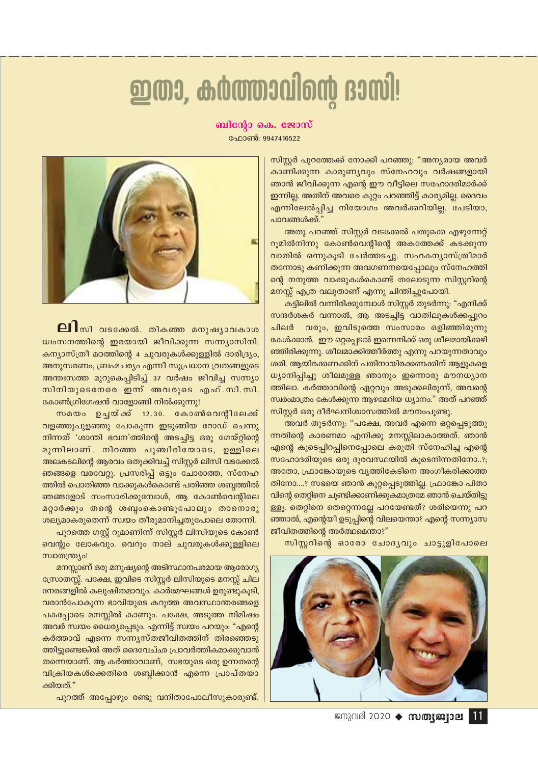# ഇതാ, കർത്താവിന്റെ ദാസി!

**ബിന്റോ കെ. ജോസ്**

ഫോൺ: 9947416522

ലിസി വടക്കേൽ. തികഞ്ഞ മനുഷ്യാവകാശ ധ്വംസനത്തിന്റെ ഇരയായി ജീവിക്കുന്ന സന്ന്യാസിനി. കന്യാസ്ത്രീ മഠത്തിന്റെ 4 ചുവരുകൾക്കുള്ളിൽ ദാരിദ്ര്യം, അനുസരണം, ബ്രഹ്മചര്യം എന്നീ സുപ്രധാന വ്രതങ്ങളുടെ അന്തഃസത്ത മുറുകെപ്പിടിച്ച് 37 വർഷം ജീവിച്ച സന്ന്യാസിനിയുടെനേരെ ഇന്ന് അവരുടെ എഫ്.സി.സി. കോൺഗ്രിഗേഷൻ വാളോങ്ങി നിൽക്കുന്നു!

സമയം ഉച്ചയ്ക്ക് 12.30. കോൺവെന്റിലേക്ക് വളഞ്ഞുപുളഞ്ഞു പോകുന്ന ഇടുങ്ങിയ റോഡ് ചെന്നു നിന്നത് 'ശാന്തി ഭവന'ത്തിന്റെ അടച്ചിട്ട ഒരു ഗേയ്റ്റിന്റെ മുന്നിലാണ്. നിറഞ്ഞ പുഞ്ചിരിയോടെ, ഉള്ളിലെ അലകടലിന്റെ ആരവം ഒതുക്കിവച്ച് സിസ്റ്റർ ലിസി വടക്കേൽ ഞങ്ങളെ വരവേറ്റു. പ്രസരിപ്പ് ഒട്ടും ചോരാത്ത, സ്നേഹത്തിൽ പൊതിഞ്ഞ വാക്കുകൾകൊണ്ട് പതിഞ്ഞ ശബ്ദത്തിൽ ഞങ്ങളോട് സംസാരിക്കുമ്പോൾ, ആ കോൺവെന്റിലെ മറ്റാർക്കും തന്റെ ശബ്ദംകൊണ്ടുപോലും താനൊരു ശല്യമാകരുതെന്ന് സ്വയം തീരുമാനിച്ചതുപോലെ തോന്നി.

പുറത്തെ ഗസ്റ്റ് റൂമാണിന്ന് സിസ്റ്റർ ലിസിയുടെ കോൺവെന്റും ലോകവും. വെറും നാല് ചുവരുകൾക്കുള്ളിലെ സ്വാതന്ത്ര്യം!

മനസ്സാണ് ഒരു മനുഷ്യന്റെ അടിസ്ഥാനപരമായ ആരോഗ്യ സ്രോതസ്സ്. പക്ഷേ, ഇവിടെ സിസ്റ്റർ ലിസിയുടെ മനസ്സ് ചില നേരങ്ങളിൽ കലുഷിതമാവും. കാർമേഘങ്ങൾ ഉരുണ്ടുകൂടി, വരാൻപോകുന്ന ഭാവിയുടെ കറുത്ത അവസ്ഥാന്തരങ്ങളെ പകപ്പോടെ മനസ്സിൽ കാണും. പക്ഷേ, അടുത്ത നിമിഷം അവർ സ്വയം ധൈര്യപ്പെടും. എന്നിട്ട് സ്വയം പറയും: "എന്റെ കർത്താവ് എന്നെ സന്ന്യസ്തജീവിതത്തിന് തിരഞ്ഞെടുത്തിട്ടുണ്ടെങ്കിൽ അത് ദൈവേച്ഛ പ്രാവർത്തികമാക്കുവാൻ തന്നെയാണ്. ആ കർത്താവാണ്, സഭയുടെ ഒരു ഉന്നതന്റെ വിക്രിയകൾക്കെതിരെ ശബ്ദിക്കാൻ എന്നെ പ്രാപ്തയാക്കിയത്."

പുറത്ത് അപ്പോഴും രണ്ടു വനിതാപോലീസുകാരുണ്ട്. സിസ്റ്റർ പുറത്തേക്ക് നോക്കി പറഞ്ഞു: "അന്യരായ അവർ കാണിക്കുന്ന കാരുണ്യവും സ്നേഹവും വർഷങ്ങളായി ഞാൻ ജീവിക്കുന്ന എന്റെ ഈ വീട്ടിലെ സഹോദരിമാർക്ക് ഇന്നില്ല. അതിന് അവരെ കുറ്റം പറഞ്ഞിട്ട് കാര്യമില്ല. ദൈവം എന്നിലേൽപ്പിച്ച നിയോഗം അവർക്കറിയില്ല. പേടിയാ, പാവങ്ങൾക്ക്."

അതു പറഞ്ഞ് സിസ്റ്റർ വടക്കേൽ പതുക്കെ എഴുന്നേറ്റ് റൂമിൽനിന്നു കോൺവെന്റിന്റെ അകത്തേക്ക് കടക്കുന്ന വാതിൽ ഒന്നുകൂടി ചേർത്തടച്ചു. സഹകന്യാസ്ത്രീമാർ തന്നോടു കണിക്കുന്ന അവഗണനയെപ്പോലും സ്നേഹത്തിന്റെ നനുത്ത വാക്കുകൾകൊണ്ട് തലോടുന്ന സിസ്റ്ററിന്റെ മനസ്സ് എത്ര വലുതാണ് എന്നു ചിന്തിച്ചുപോയി.

കട്ടിലിൽ വന്നിരിക്കുമ്പോൾ സിസ്റ്റർ തുടർന്നു: "എനിക്ക് സന്ദർശകർ വന്നാൽ, ആ അടച്ചിട്ട വാതിലുകൾക്കപ്പുറം ചിലർ വരും, ഇവിടുത്തെ സംസാരം ഒളിഞ്ഞിരുന്നു കേൾക്കാൻ. ഈ ഒറ്റപ്പെടൽ ഇന്നെനിക്ക് ഒരു ശീലമായിക്കഴിഞ്ഞിരിക്കുന്നു. ശീലമാക്കിത്തീർത്തു എന്നു പറയുന്നതാവും ശരി. ആയിരക്കണക്കിന് പതിനായിരക്കണക്കിന് ആളുകളെ ധ്യാനിപ്പിച്ചു ശീലമുള്ള ഞാനും ഇന്നൊരു മൗനധ്യാനത്തിലാ. കർത്താവിന്റെ ഏറ്റവും അടുക്കലിരുന്ന്, അവന്റെ സ്വരംമാത്രം കേൾക്കുന്ന ആഴമേറിയ ധ്യാനം." അത് പറഞ്ഞ് സിസ്റ്റർ ഒരു ദീർഘനിശ്വാസത്തിൽ മൗനംപൂണ്ടു.

അവർ തുടർന്നു: "പക്ഷേ, അവർ എന്നെ ഒറ്റപ്പെടുത്തുന്നതിന്റെ കാരണമാ എനിക്കു മനസ്സിലാകാത്തത്. ഞാൻ എന്റെ കൂടെപ്പിറപ്പിനെപ്പോലെ കരുതി സ്നേഹിച്ച എന്റെ സഹോദരിയുടെ ഒരു ദുരവസ്ഥയിൽ കൂടെനിന്നതിനോ..?; അതോ, ഫ്രാങ്കോയുടെ വൃത്തികേടിനെ അംഗീകരിക്കാത്തതിനോ....? സഭയെ ഞാൻ കുറ്റപ്പെടുത്തില്ല. ഫ്രാങ്കോ പിതാവിന്റെ തെറ്റിനെ ചൂണ്ടിക്കാണിക്കുകമാത്രമേ ഞാൻ ചെയ്തിട്ടുള്ളു. തെറ്റിനെ തെറ്റെന്നല്ലേ പറയേണ്ടത്? ശരിയെന്നു പറഞ്ഞാൽ, എന്റെയീ ഉടുപ്പിന്റെ വിലയെന്താ? എന്റെ സന്ന്യാസ ജീവിതത്തിന്റെ അർത്ഥമെന്താ?"

സിസ്റ്ററിന്റെ ഓരോ ചോദ്യവും ചാട്ടുളിപോലെ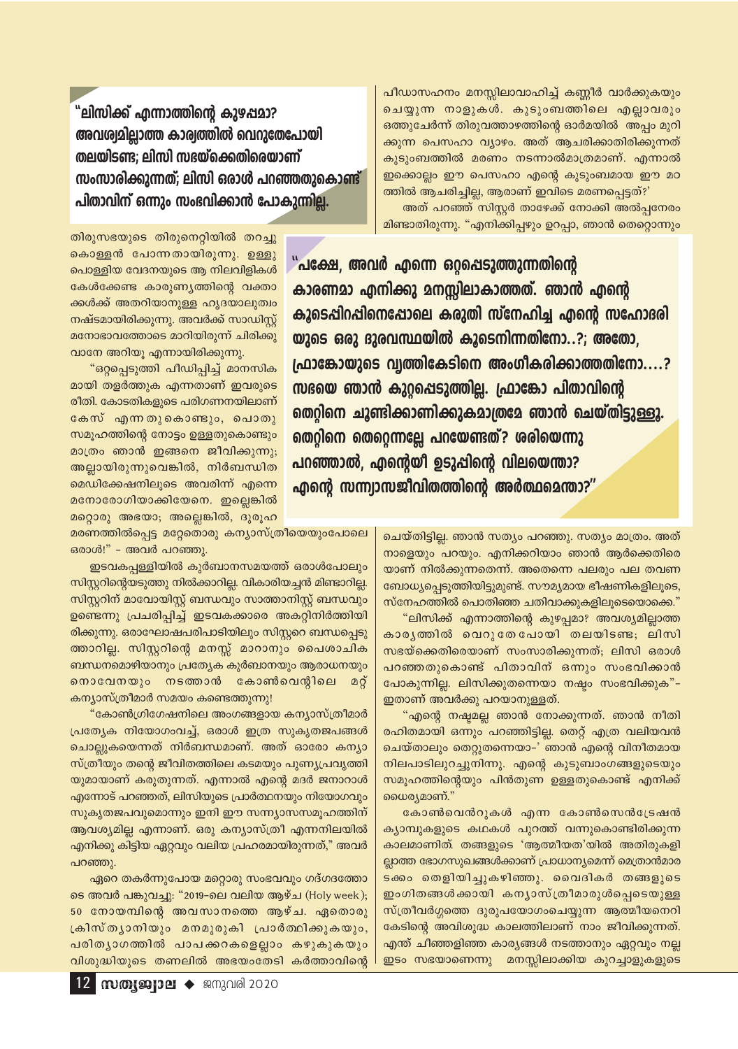> **"ലിസിക്ക് എന്നാത്തിന്റെ കുഴപ്പമാ? അവശ്യമില്ലാത്ത കാര്യത്തിൽ വെറുതേപോയി തലയിടണ്ട; ലിസി സഭയ്ക്കെതിരെയാണ് സംസാരിക്കുന്നത്; ലിസി ഒരാൾ പറഞ്ഞതുകൊണ്ട് പിതാവിന് ഒന്നും സംഭവിക്കാൻ പോകുന്നില്ല.**

തിരുസഭയുടെ തിരുനെറ്റിയിൽ തറച്ചു കൊള്ളൻ പോന്നതായിരുന്നു. ഉള്ളു പൊള്ളിയ വേദനയുടെ ആ നിലവിളികൾ കേൾക്കേണ്ട കാരുണ്യത്തിന്റെ വക്താക്കൾക്ക് അതറിയാനുള്ള ഹൃദയാലുത്വം നഷ്ടമായിരിക്കുന്നു. അവർക്ക് സാഡിസ്റ്റ് മനോഭാവത്തോടെ മാറിയിരുന്ന് ചിരിക്കുവാനേ അറിയൂ എന്നായിരിക്കുന്നു.

"ഒറ്റപ്പെടുത്തി പീഡിപ്പിച്ച് മാനസികമായി തളർത്തുക എന്നതാണ് ഇവരുടെ രീതി. കോടതികളുടെ പരിഗണനയിലാണ് കേസ് എന്നതുകൊണ്ടും, പൊതുസമൂഹത്തിന്റെ നോട്ടം ഉള്ളതുകൊണ്ടും മാത്രം ഞാൻ ഇങ്ങനെ ജീവിക്കുന്നു; അല്ലായിരുന്നുവെങ്കിൽ, നിർബന്ധിത മെഡിക്കേഷനിലൂടെ അവരിന്ന് എന്നെ മനോരോഗിയാക്കിയേനെ. ഇല്ലെങ്കിൽ മറ്റൊരു അഭയാ; അല്ലെങ്കിൽ, ദുരൂഹമരണത്തിൽപ്പെട്ട മറ്റേതൊരു കന്യാസ്ത്രീയെയുംപോലെ ഒരാൾ!" – അവർ പറഞ്ഞു.

ഇടവകപ്പള്ളിയിൽ കുർബാനസമയത്ത് ഒരാൾപോലും സിസ്റ്ററിന്റെയടുത്തു നിൽക്കാറില്ല. വികാരിയച്ചൻ മിണ്ടാറില്ല. സിസ്റ്ററിന് മാവോയിസ്റ്റ് ബന്ധവും സാത്താനിസ്റ്റ് ബന്ധവും ഉണ്ടെന്നു പ്രചരിപ്പിച്ച് ഇടവകക്കാരെ അകറ്റിനിർത്തിയിരിക്കുന്നു. ഒരാഘോഷപരിപാടിയിലും സിസ്റ്ററെ ബന്ധപ്പെടുത്താറില്ല. സിസ്റ്ററിന്റെ മനസ്സ് മാറാനും പൈശാചിക ബന്ധനമൊഴിയാനും പ്രത്യേക കുർബാനയും ആരാധനയും നൊവേനയും നടത്താൻ കോൺവെന്റിലെ മറ്റ് കന്യാസ്ത്രീമാർ സമയം കണ്ടെത്തുന്നു!

"കോൺഗ്രിഗേഷനിലെ അംഗങ്ങളായ കന്യാസ്ത്രീമാർ പ്രത്യേക നിയോഗംവച്ച്, ഒരാൾ ഇത്ര സുകൃതജപങ്ങൾ ചൊല്ലുകയെന്നത് നിർബന്ധമാണ്. അത് ഓരോ കന്യാസ്ത്രീയും തന്റെ ജീവിതത്തിലെ കടമയും പുണ്യപ്രവൃത്തിയുമായാണ് കരുതുന്നത്. എന്നാൽ എന്റെ മദർ ജനറാൾ എന്നോട് പറഞ്ഞത്, ലിസിയുടെ പ്രാർത്ഥനയും നിയോഗവും സുകൃതജപവുമൊന്നും ഇനി ഈ സന്ന്യാസസമൂഹത്തിന് ആവശ്യമില്ല എന്നാണ്. ഒരു കന്യാസ്ത്രീ എന്നനിലയിൽ എനിക്കു കിട്ടിയ ഏറ്റവും വലിയ പ്രഹരമായിരുന്നത്," അവർ പറഞ്ഞു.

ഏറെ തകർന്നുപോയ മറ്റൊരു സംഭവവും ഗദ്ഗദത്തോടെ അവർ പങ്കുവച്ചു: "2019-ലെ വലിയ ആഴ്ച (Holy week); 50 നോയമ്പിന്റെ അവസാനത്തെ ആഴ്ച. ഏതൊരു ക്രിസ്ത്യാനിയും മനമുരുകി പ്രാർത്ഥിക്കുകയും, പരിത്യാഗത്തിൽ പാപക്കറകളെല്ലാം കഴുകുകയും വിശുദ്ധിയുടെ തണലിൽ അഭയംതേടി കർത്താവിന്റെ പീഡാസഹനം മനസ്സിലാവാഹിച്ച് കണ്ണീർ വാർക്കുകയും ചെയ്യുന്ന നാളുകൾ. കുടുംബത്തിലെ എല്ലാവരും ഒത്തുചേർന്ന് തിരുവത്താഴത്തിന്റെ ഓർമയിൽ അപ്പം മുറിക്കുന്ന പെസഹാ വ്യാഴം. അത് ആചരിക്കാതിരിക്കുന്നത് കുടുംബത്തിൽ മരണം നടന്നാൽമാത്രമാണ്. എന്നാൽ ഇക്കൊല്ലം ഈ പെസഹാ എന്റെ കുടുംബമായ ഈ മഠത്തിൽ ആചരിച്ചില്ല, ആരാണ് ഇവിടെ മരണപ്പെട്ടത്?'

അത് പറഞ്ഞ് സിസ്റ്റർ താഴേക്ക് നോക്കി അൽപ്പനേരം മിണ്ടാതിരുന്നു. "എനിക്കിപ്പഴും ഉറപ്പാ, ഞാൻ തെറ്റൊന്നും ചെയ്തിട്ടില്ല. ഞാൻ സത്യം പറഞ്ഞു. സത്യം മാത്രം. അത് നാളെയും പറയും. എനിക്കറിയാം ഞാൻ ആർക്കെതിരെയാണ് നിൽക്കുന്നതെന്ന്. അതെന്നെ പലരും പല തവണ ബോധ്യപ്പെടുത്തിയിട്ടുമുണ്ട്. സൗമ്യമായ ഭീഷണികളിലൂടെ, സ്നേഹത്തിൽ പൊതിഞ്ഞ ചതിവാക്കുകളിലൂടെയൊക്കെ."

> **"പക്ഷേ, അവർ എന്നെ ഒറ്റപ്പെടുത്തുന്നതിന്റെ കാരണമാ എനിക്കു മനസ്സിലാകാത്തത്. ഞാൻ എന്റെ കൂടെപ്പിറപ്പിനെപ്പോലെ കരുതി സ്നേഹിച്ച എന്റെ സഹോദരിയുടെ ഒരു ദുരവസ്ഥയിൽ കൂടെനിന്നതിനോ..?; അതോ, ഫ്രാങ്കോയുടെ വ്യത്തികേടിനെ അംഗീകരിക്കാത്തതിനോ....? സഭയെ ഞാൻ കുറ്റപ്പെടുത്തില്ല. ഫ്രാങ്കോ പിതാവിന്റെ തെറ്റിനെ ചൂണ്ടിക്കാണിക്കുകമാത്രമേ ഞാൻ ചെയ്തിട്ടുള്ളു. തെറ്റിനെ തെറ്റെന്നല്ലേ പറയേണ്ടത്? ശരിയെന്നു പറഞ്ഞാൽ, എന്റെയീ ഉടുപ്പിന്റെ വിലയെന്താ? എന്റെ സന്ന്യാസജീവിതത്തിന്റെ അർത്ഥമെന്താ?"**

"ലിസിക്ക് എന്നാത്തിന്റെ കുഴപ്പമാ? അവശ്യമില്ലാത്ത കാര്യത്തിൽ വെറുതേപോയി തലയിടണ്ട; ലിസി സഭയ്ക്കെതിരെയാണ് സംസാരിക്കുന്നത്; ലിസി ഒരാൾ പറഞ്ഞതുകൊണ്ട് പിതാവിന് ഒന്നും സംഭവിക്കാൻ പോകുന്നില്ല. ലിസിക്കുതന്നെയാ നഷ്ടം സംഭവിക്കുക"– ഇതാണ് അവർക്കു പറയാനുള്ളത്.

"എന്റെ നഷ്ടമല്ല ഞാൻ നോക്കുന്നത്. ഞാൻ നീതിരഹിതമായി ഒന്നും പറഞ്ഞിട്ടില്ല. തെറ്റ് എത്ര വലിയവൻ ചെയ്താലും തെറ്റുതന്നെയാ–' ഞാൻ എന്റെ വിനീതമായ നിലപാടിലുറച്ചുനിന്നു. എന്റെ കുടുംബാംഗങ്ങളുടെയും സമൂഹത്തിന്റെയും പിൻതുണ ഉള്ളതുകൊണ്ട് എനിക്ക് ധൈര്യമാണ്."

കോൺവെൻറുകൾ എന്ന കോൺസെൻട്രേഷൻ ക്യാമ്പുകളുടെ കഥകൾ പുറത്ത് വന്നുകൊണ്ടിരിക്കുന്ന കാലമാണിത്. തങ്ങളുടെ 'ആത്മീയത'യിൽ അതിരുകളില്ലാത്ത ഭോഗസുഖങ്ങൾക്കാണ് പ്രാധാന്യമെന്ന് മെത്രാൻമാരടക്കം തെളിയിച്ചുകഴിഞ്ഞു. വൈദികർ തങ്ങളുടെ ഇംഗിതങ്ങൾക്കായി കന്യാസ്ത്രീമാരുൾപ്പെടെയുള്ള സ്ത്രീവർഗ്ഗത്തെ ദുരുപയോഗംചെയ്യുന്ന ആത്മീയനെറികേടിന്റെ അവിശുദ്ധ കാലത്തിലാണ് നാം ജീവിക്കുന്നത്. എന്ത് ചീഞ്ഞളിഞ്ഞ കാര്യങ്ങൾ നടത്താനും ഏറ്റവും നല്ല ഇടം സഭയാണെന്നു മനസ്സിലാക്കിയ കുറച്ചാളുകളുടെ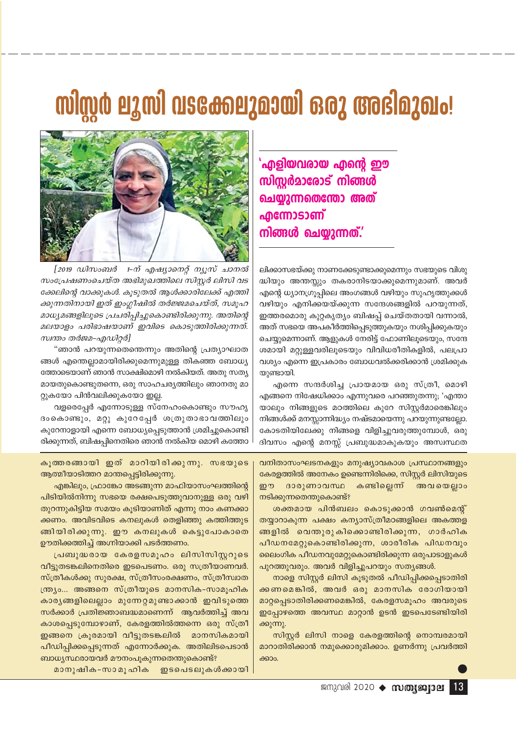# സിസ്റ്റർ ലൂസി വടക്കേലുമായി ഒരു അഭിമുഖം!

**'എളിയവരായ എന്റെ ഈ സിസ്റ്റർമാരോട് നിങ്ങൾ ചെയ്യുന്നതെന്തോ അത് എന്നോടാണ് നിങ്ങൾ ചെയ്യുന്നത്.'**

*[2019 ഡിസംബർ 1-ന് എഷ്യാനെറ്റ് ന്യൂസ് ചാനൽ സംപ്രേഷണംചെയ്ത അഭിമുഖത്തിലെ സിസ്റ്റർ ലിസി വടക്കേലിന്റെ വാക്കുകൾ. കൂടുതൽ ആൾക്കാരിലേക്ക് എത്തിക്കുന്നതിനായി ഇത് ഇംഗ്ലീഷിൽ തർജ്ജമചെയ്ത്, സമൂഹ മാധ്യമങ്ങളിലൂടെ പ്രചരിപ്പിച്ചുകൊണ്ടിരിക്കുന്നു. അതിന്റെ മലയാളം പരിഭാഷയാണ് ഇവിടെ കൊടുത്തിരിക്കുന്നത്. സ്വന്തം തർജമ–എഡിറ്റർ]*

"ഞാൻ പറയുന്നതെന്തെന്നും അതിന്റെ പ്രത്യാഘാതങ്ങൾ എന്തെല്ലാമായിരിക്കുമെന്നുമുള്ള തികഞ്ഞ ബോധ്യത്തോടെയാണ് ഞാൻ സാക്ഷിമൊഴി നൽകിയത്. അതു സത്യമായതുകൊണ്ടുതന്നെ, ഒരു സാഹചര്യത്തിലും ഞാനതു മാറ്റുകയോ പിൻവലിക്കുകയോ ഇല്ല.

വളരെപ്പേർ എന്നോടുള്ള സ്നേഹംകൊണ്ടും സൗഹൃദംകൊണ്ടും, മറ്റു കുറേപ്പേർ ശത്രുതാഭാവത്തിലും കുറേനാളായി എന്നെ ബോധ്യപ്പെടുത്താൻ ശ്രമിച്ചുകൊണ്ടിരിക്കുന്നത്, ബിഷപ്പിനെതിരെ ഞാൻ നൽകിയ മൊഴി കത്തോലിക്കാസഭയ്ക്കു നാണക്കേടുണ്ടാക്കുമെന്നും സഭയുടെ വിശുദ്ധിയും അന്തസ്സും തകരാനിടയാക്കുമെന്നുമാണ്. അവർ എന്റെ ധ്യാനഗ്രൂപ്പിലെ അംഗങ്ങൾ വഴിയും സുഹൃത്തുക്കൾ വഴിയും എനിക്കയയ്ക്കുന്ന സന്ദേശങ്ങളിൽ പറയുന്നത്, ഇത്തരമൊരു കുറ്റകൃത്യം ബിഷപ്പ് ചെയ്തതായി വന്നാൽ, അത് സഭയെ അപകീർത്തിപ്പെടുത്തുകയും നശിപ്പിക്കുകയും ചെയ്യുമെന്നാണ്. ആളുകൾ നേരിട്ട് ഫോണിലൂടെയും, സന്ദേശമായി മറ്റുള്ളവരിലൂടെയും വിവിധരീതികളിൽ, പലപ്രാവശ്യം എന്നെ ഇപ്രകാരം ബോധവൽക്കരിക്കാൻ ശ്രമിക്കുകയുണ്ടായി.

എന്നെ സന്ദർശിച്ച പ്രായമായ ഒരു സ്ത്രീ, മൊഴി എങ്ങനെ നിഷേധിക്കാം എന്നുവരെ പറഞ്ഞുതന്നു; 'എന്തായാലും നിങ്ങളുടെ മഠത്തിലെ കുറേ സിസ്റ്റർമാരെങ്കിലും നിങ്ങൾക്ക് മനസ്സാന്നിദ്ധ്യം നഷ്ടമായെന്നു പറയുന്നുണ്ടല്ലോ. കോടതിയിലേക്കു നിങ്ങളെ വിളിച്ചുവരുത്തുമ്പോൾ, ഒരു ദിവസം എന്റെ മനസ്സ് പ്രബുദ്ധമാകുകയും അസ്വസ്ഥതകൂത്തരങ്ങായി ഇത് മാറിയിരിക്കുന്നു. സഭയുടെ ആത്മീയാടിത്തറ മാന്തപ്പെട്ടിരിക്കുന്നു.

എങ്കിലും, ഫ്രാങ്കോ അടങ്ങുന്ന മാഫിയാസംഘത്തിന്റെ പിടിയിൽനിന്നു സഭയെ രക്ഷപെടുത്തുവാനുള്ള ഒരു വഴി തുറന്നുകിട്ടിയ സമയം കൂടിയാണിത് എന്നു നാം കണക്കാക്കണം. അവിടവിടെ കനലുകൾ തെളിഞ്ഞു കത്തിത്തുടങ്ങിയിരിക്കുന്നു. ഈ കനലുകൾ കെട്ടുപോകാതെ ഊതിക്കത്തിച്ച് അഗ്നിയാക്കി പടർത്തണം.

പ്രബുദ്ധരായ കേരളസമൂഹം ലിസിസിസ്റ്ററുടെ വീട്ടുതടങ്കലിനെതിരെ ഇടപെടണം. ഒരു സത്രീയാണവർ. സ്ത്രീകൾക്കു സുരക്ഷ, സ്ത്രീസംരക്ഷണം, സ്ത്രീസ്വാതന്ത്ര്യം... അങ്ങനെ സ്ത്രീയുടെ മാനസിക-സാമൂഹിക കാര്യങ്ങളിലെല്ലാം മുന്നേറ്റമുണ്ടാക്കാൻ ഇവിടുത്തെ സർക്കാർ പ്രതിജ്ഞാബദ്ധമാണെന്ന് ആവർത്തിച്ച് അവകാശപ്പെടുമ്പോഴാണ്, കേരളത്തിൽത്തന്നെ ഒരു സ്ത്രീ ഇങ്ങനെ ക്രൂരമായി വീട്ടുതടങ്കലിൽ മാനസികമായി പീഡിപ്പിക്കപ്പെടുന്നത് എന്നോർക്കുക. അതിലിടപെടാൻ ബാധ്യസ്ഥരായവർ മൗനംപൂകുന്നതെന്തുകൊണ്ട്?

മാനുഷിക-സാമൂഹിക ഇടപെടലുകൾക്കായി വനിതാസംഘടനകളും മനുഷ്യാവകാശ പ്രസ്ഥാനങ്ങളും കേരളത്തിൽ അനേകം ഉണ്ടെന്നിരിക്കെ, സിസ്റ്റർ ലിസിയുടെ ഈ ദാരുണാവസ്ഥ കണ്ടില്ലെന്ന് അവരെല്ലാം നടിക്കുന്നതെന്തുകൊണ്ട്?

ശക്തമായ പിൻബലം കൊടുക്കാൻ ഗവൺമെന്റ് തയ്യാറാകുന്ന പക്ഷം കന്യാസ്ത്രീമഠങ്ങളിലെ അകത്തളങ്ങളിൽ വെന്തുരുകിക്കൊണ്ടിരിക്കുന്ന, ഗാർഹിക പീഡനമേറ്റുകൊണ്ടിരിക്കുന്ന, ശാരീരിക പിഡനവും ലൈംഗിക പീഡനവുമേറ്റുകൊണ്ടിരിക്കുന്ന ഒരുപാടാളുകൾ പുറത്തുവരും. അവർ വിളിച്ചുപറയും സത്യങ്ങൾ.

നാളെ സിസ്റ്റർ ലിസി കൂടുതൽ പീഡിപ്പിക്കപ്പെടാതിരിക്കണമെങ്കിൽ, അവർ ഒരു മാനസിക രോഗിയായി മാറ്റപ്പെടാതിരിക്കണമെങ്കിൽ, കേരളസമൂഹം അവരുടെ ഇപ്പോഴത്തെ അവസ്ഥ മാറ്റാൻ ഉടൻ ഇടപെടേണ്ടിയിരിക്കുന്നു.

സിസ്റ്റർ ലിസി നാളെ കേരളത്തിന്റെ നൊമ്പരമായി മാറാതിരിക്കാൻ നമുക്കൊരുമിക്കാം. ഉണർന്നു പ്രവർത്തിക്കാം.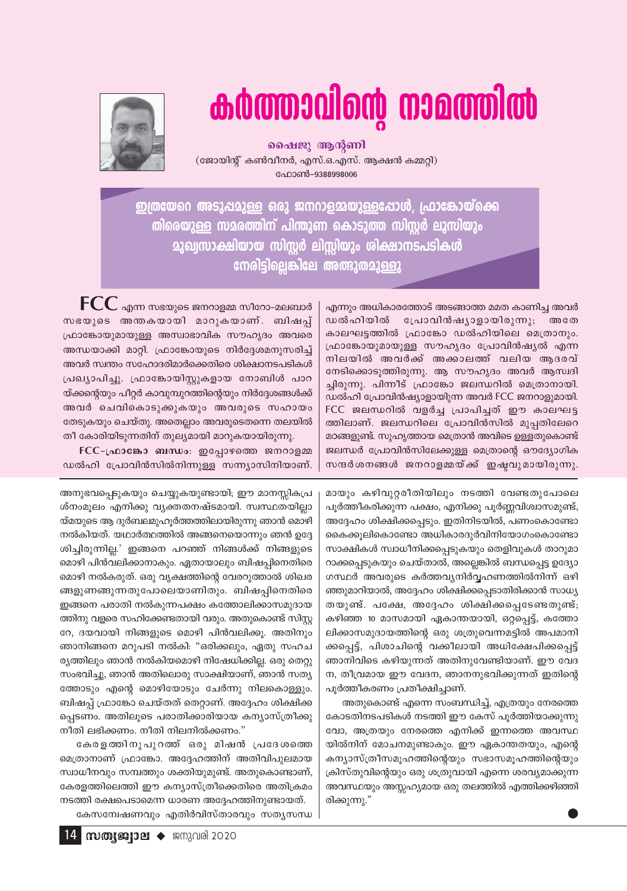# കർത്താവിന്റെ നാമത്തിൽ

**ഷൈജു ആന്റണി**

(ജോയിന്റ് കൺവീനർ, എസ്.ഒ.എസ്. ആക്ഷൻ കമ്മറ്റി)

ഫോൺ–9388998006

**ഇത്രയേറെ അടുപ്പമുള്ള ഒരു ജനറാളമ്മയുള്ളപ്പോൾ, ഫ്രാങ്കോയ്ക്കെ തിരെയുള്ള സമരത്തിന് പിന്തുണ കൊടുത്ത സിസ്റ്റർ ലൂസിയും മുഖ്യസാക്ഷിയായ സിസ്റ്റർ ലിസ്സിയും ശിക്ഷാനടപടികൾ നേരിട്ടില്ലെങ്കിലേ അത്ഭുതമുള്ളൂ**

FCC എന്ന സഭയുടെ ജനറാളമ്മ സീറോ–മലബാർ സഭയുടെ അന്തകയായി മാറുകയാണ്. ബിഷപ്പ് ഫ്രാങ്കോയുമായുള്ള അസ്വാഭാവിക സൗഹൃദം അവരെ അന്ധയാക്കി മാറ്റി. ഫ്രാങ്കോയുടെ നിർദ്ദേശമനുസരിച്ച് അവർ സ്വന്തം സഹോദരിമാർക്കെതിരെ ശിക്ഷാനടപടികൾ പ്രഖ്യാപിച്ചു. ഫ്രാങ്കോയിസ്റ്റുകളായ നോബിൾ പാറ യ്ക്കന്റെയും പീറ്റർ കാവുമ്പുറത്തിന്റെയും നിർദ്ദേശങ്ങൾക്ക് അവർ ചെവികൊടുക്കുകയും അവരുടെ സഹായം തേടുകയും ചെയ്തു. അതെല്ലാം അവരുടെതന്നെ തലയിൽ തീ കോരിയിടുന്നതിന് തുല്യമായി മാറുകയായിരുന്നു.

**FCC–ഫ്രാങ്കോ ബന്ധം:** ഇപ്പോഴത്തെ ജനറാളമ്മ ഡൽഹി പ്രോവിൻസിൽനിന്നുള്ള സന്ന്യാസിനിയാണ്. എന്നും അധികാരത്തോട് അടങ്ങാത്ത മമത കാണിച്ച അവർ ഡൽഹിയിൽ പ്രോവിൻഷ്യാളായിരുന്നു; അതേ കാലഘട്ടത്തിൽ ഫ്രാങ്കോ ഡൽഹിയിലെ മെത്രാനും. ഫ്രാങ്കോയുമായുള്ള സൗഹൃദം പ്രോവിൻഷ്യൽ എന്ന നിലയിൽ അവർക്ക് അക്കാലത്ത് വലിയ ആദരവ് നേടിക്കൊടുത്തിരുന്നു. ആ സൗഹൃദം അവർ ആസ്വദി ച്ചിരുന്നു. പിന്നീട് ഫ്രാങ്കോ ജലന്ധറിൽ മെത്രാനായി. ഡൽഹി പ്രോവിൻഷ്യാളായിരുന്ന അവർ FCC ജനറാളുമായി. FCC ജലന്ധറിൽ വളർച്ച പ്രാപിച്ചത് ഈ കാലഘട്ട ത്തിലാണ്. ജലന്ധറിലെ പ്രോവിൻസിൽ മുപ്പതിലേറെ മഠങ്ങളുണ്ട്. സുഹൃത്തായ മെത്രാൻ അവിടെ ഉള്ളതുകൊണ്ട് ജലന്ധർ പ്രോവിൻസിലേക്കുള്ള മെത്രാന്റെ ഔദ്യോഗിക സന്ദർശനങ്ങൾ ജനറാളമ്മയ്ക്ക് ഇഷ്ടവുമായിരുന്നു.

അനുഭവപ്പെടുകയും ചെയ്യുകയുണ്ടായി; ഈ മാനസികപ്ര ശ്നംമൂലം എനിക്കു വ്യക്തതനഷ്ടമായി. സ്വസ്ഥതയില്ലാ യ്മയുടെ ആ ദുർബലമുഹൂർത്തത്തിലായിരുന്നു ഞാൻ മൊഴി നൽകിയത്. യഥാർത്ഥത്തിൽ അങ്ങനെയൊന്നും ഞാൻ ഉദ്ദേ ശിച്ചിരുന്നില്ല.' ഇങ്ങനെ പറഞ്ഞ് നിങ്ങൾക്ക് നിങ്ങളുടെ മൊഴി പിൻവലിക്കാനാകും. ഏതായാലും ബിഷപ്പിനെതിരെ മൊഴി നൽകരുത്. ഒരു വൃക്ഷത്തിന്റെ വേരറുത്താൽ ശിഖര ങ്ങളുണങ്ങുന്നതുപോലെയാണിതും. ബിഷപ്പിനെതിരെ ഇങ്ങനെ പരാതി നൽകുന്നപക്ഷം കത്തോലിക്കാസമുദായ ത്തിനു വളരെ സഹിക്കേണ്ടതായി വരും. അതുകൊണ്ട് സിസ്റ്റ റേ, ദയവായി നിങ്ങളുടെ മൊഴി പിൻവലിക്കൂ. അതിനും ഞാനിങ്ങനെ മറുപടി നൽകി: "ഒരിക്കലും, ഏതു സഹച ര്യത്തിലും ഞാൻ നൽകിയമൊഴി നിഷേധിക്കില്ല. ഒരു തെറ്റു സംഭവിച്ചു, ഞാൻ അതിലൊരു സാക്ഷിയാണ്, ഞാൻ സത്യ ത്തോടും എന്റെ മൊഴിയോടും ചേർന്നു നിലകൊള്ളും. ബിഷപ്പ് ഫ്രാങ്കോ ചെയ്തത് തെറ്റാണ്. അദ്ദേഹം ശിക്ഷിക്ക പ്പെടണം. അതിലൂടെ പരാതിക്കാരിയായ കന്യാസ്ത്രീക്കു നീതി ലഭിക്കണം. നീതി നിലനിൽക്കണം."

കേരളത്തിനുപുറത്ത് ഒരു മിഷൻ പ്രദേശത്തെ മെത്രാനാണ് ഫ്രാങ്കോ. അദ്ദേഹത്തിന് അതിവിപുലമായ സ്വാധീനവും സമ്പത്തും ശക്തിയുമുണ്ട്. അതുകൊണ്ടാണ്, കേരളത്തിലെത്തി ഈ കന്യാസ്ത്രീക്കെതിരെ അതിക്രമം നടത്തി രക്ഷപെടാമെന്ന ധാരണ അദ്ദേഹത്തിനുണ്ടായത്.

കേസന്വേഷണവും എതിർവിസ്താരവും സത്യസന്ധ മായും കഴിവുറ്റരീതിയിലും നടത്തി വേണ്ടതുപോലെ പൂർത്തീകരിക്കുന്ന പക്ഷം, എനിക്കു പൂർണ്ണവിശ്വാസമുണ്ട്, അദ്ദേഹം ശിക്ഷിക്കപ്പെടും. ഇതിനിടയിൽ, പണംകൊണ്ടോ കൈക്കൂലികൊണ്ടോ അധികാരദുർവിനിയോഗംകൊണ്ടോ സാക്ഷികൾ സ്വാധീനിക്കപ്പെടുകയും തെളിവുകൾ താറുമാ റാക്കപ്പെടുകയും ചെയ്താൽ, അല്ലെങ്കിൽ ബന്ധപ്പെട്ട ഉദ്യോ ഗസ്ഥർ അവരുടെ കർത്തവ്യനിർവ്വഹണത്തിൽനിന്ന് ഒഴി ഞ്ഞുമാറിയാൽ, അദ്ദേഹം ശിക്ഷിക്കപ്പെടാതിരിക്കാൻ സാധ്യ തയുണ്ട്. പക്ഷേ, അദ്ദേഹം ശിക്ഷിക്കപ്പെടേണ്ടതുണ്ട്; കഴിഞ്ഞ 10 മാസമായി ഏകാന്തയായി, ഒറ്റപ്പെട്ട്, കത്തോ ലിക്കാസമുദായത്തിന്റെ ഒരു ശത്രുവെന്നമട്ടിൽ അപമാനി ക്കപ്പെട്ട്, പിശാചിന്റെ വക്കീലായി അധിക്ഷേപിക്കപ്പെട്ട് ഞാനിവിടെ കഴിയുന്നത് അതിനുവേണ്ടിയാണ്. ഈ വേദ ന, തീവ്രമായ ഈ വേദന, ഞാനനുഭവിക്കുന്നത് ഇതിന്റെ പൂർത്തീകരണം പ്രതീക്ഷിച്ചാണ്.

അതുകൊണ്ട് എന്നെ സംബന്ധിച്ച്, എത്രയും നേരത്തെ കോടതിനടപടികൾ നടത്തി ഈ കേസ് പൂർത്തിയാക്കുന്നു വോ, അത്രയും നേരത്തെ എനിക്ക് ഇന്നത്തെ അവസ്ഥ യിൽനിന്ന് മോചനമുണ്ടാകും. ഈ ഏകാന്തതയും, എന്റെ കന്യാസ്ത്രീസമൂഹത്തിന്റെയും സഭാസമൂഹത്തിന്റെയും ക്രിസ്തുവിന്റെയും ഒരു ശത്രുവായി എന്നെ ശരവ്യമാക്കുന്ന അവസ്ഥയും അസ്സഹ്യമായ ഒരു തലത്തിൽ എത്തിക്കഴിഞ്ഞി രിക്കുന്നു."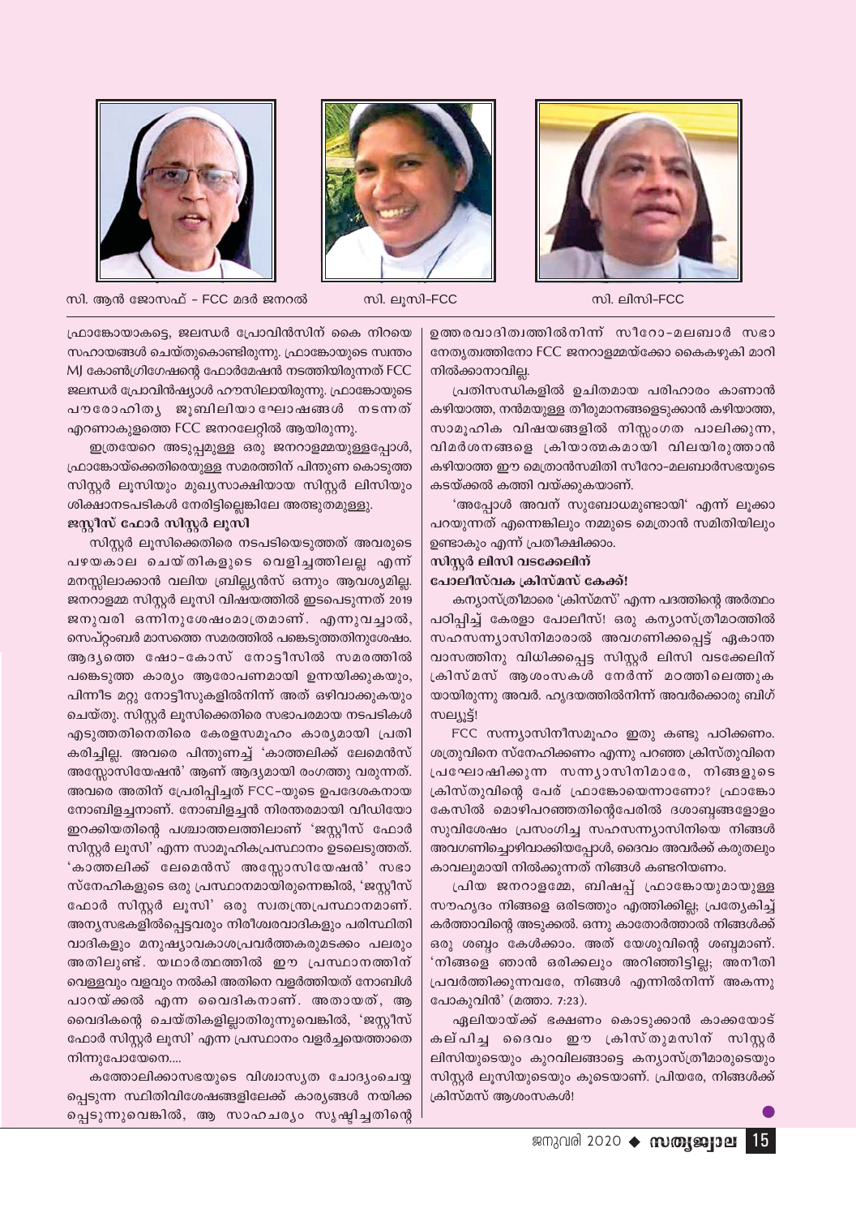സി. ആൻ ജോസഫ് - FCC മദർ ജനറൽ

സി. ലൂസി-FCC

സി. ലിസി-FCC

ഫ്രാങ്കോയാകട്ടെ, ജലന്ധർ പ്രോവിൻസിന് കൈ നിറയെ സഹായങ്ങൾ ചെയ്തുകൊണ്ടിരുന്നു. ഫ്രാങ്കോയുടെ സ്വന്തം MJ കോൺഗ്രിഗേഷന്റെ ഫോർമേഷൻ നടത്തിയിരുന്നത് FCC ജലന്ധർ പ്രോവിൻഷ്യാൾ ഹൗസിലായിരുന്നു. ഫ്രാങ്കോയുടെ പൗരോഹിത്യ ജൂബിലിയാഘോഷങ്ങൾ നടന്നത് എറണാകുളത്തെ FCC ജനറലേറ്റിൽ ആയിരുന്നു.

ഇത്രയേറെ അടുപ്പമുള്ള ഒരു ജനറാളമ്മയുള്ളപ്പോൾ, ഫ്രാങ്കോയ്ക്കെതിരെയുള്ള സമരത്തിന് പിന്തുണ കൊടുത്ത സിസ്റ്റർ ലൂസിയും മുഖ്യസാക്ഷിയായ സിസ്റ്റർ ലിസിയും ശിക്ഷാനടപടികൾ നേരിട്ടില്ലെങ്കിലേ അത്ഭുതമുള്ളൂ.

**ജസ്റ്റീസ് ഫോർ സിസ്റ്റർ ലൂസി**

സിസ്റ്റർ ലൂസിക്കെതിരെ നടപടിയെടുത്തത് അവരുടെ പഴയകാല ചെയ്തികളുടെ വെളിച്ചത്തിലല്ല എന്ന് മനസ്സിലാക്കാൻ വലിയ ബ്രില്ല്യൻസ് ഒന്നും ആവശ്യമില്ല. ജനറാളമ്മ സിസ്റ്റർ ലൂസി വിഷയത്തിൽ ഇടപെടുന്നത് 2019 ജനുവരി ഒന്നിനുശേഷംമാത്രമാണ്. എന്നുവച്ചാൽ, സെപ്റ്റംബർ മാസത്തെ സമരത്തിൽ പങ്കെടുത്തതിനുശേഷം. ആദ്യത്തെ ഷോ-കോസ് നോട്ടീസിൽ സമരത്തിൽ പങ്കെടുത്ത കാര്യം ആരോപണമായി ഉന്നയിക്കുകയും, പിന്നീട് മറ്റു നോട്ടീസുകളിൽനിന്ന് അത് ഒഴിവാക്കുകയും ചെയ്തു. സിസ്റ്റർ ലൂസിക്കെതിരെ സഭാപരമായ നടപടികൾ എടുത്തതിനെതിരെ കേരളസമൂഹം കാര്യമായി പ്രതികരിച്ചില്ല. അവരെ പിന്തുണച്ച് 'കാത്തലിക് ലേമെൻസ് അസ്സോസിയേഷൻ' ആണ് ആദ്യമായി രംഗത്തു വരുന്നത്. അവരെ അതിന് പ്രേരിപ്പിച്ചത് FCC-യുടെ ഉപദേശകനായ നോബിളച്ചനാണ്. നോബിളച്ചൻ നിരന്തരമായി വീഡിയോ ഇറക്കിയതിന്റെ പശ്ചാത്തലത്തിലാണ് 'ജസ്റ്റീസ് ഫോർ സിസ്റ്റർ ലൂസി' എന്ന സാമൂഹികപ്രസ്ഥാനം ഉടലെടുത്തത്. 'കാത്തലിക് ലേമെൻസ് അസ്സോസിയേഷൻ' സഭാസ്നേഹികളുടെ ഒരു പ്രസ്ഥാനമായിരുന്നെങ്കിൽ, 'ജസ്റ്റീസ് ഫോർ സിസ്റ്റർ ലൂസി' ഒരു സ്വതന്ത്രപ്രസ്ഥാനമാണ്. അന്യസഭകളിൽപ്പെട്ടവരും നിരീശ്വരവാദികളും പരിസ്ഥിതിവാദികളും മനുഷ്യാവകാശപ്രവർത്തകരുമടക്കം പലരും അതിലുണ്ട്. യഥാർത്ഥത്തിൽ ഈ പ്രസ്ഥാനത്തിന് വെള്ളവും വളവും നൽകി അതിനെ വളർത്തിയത് നോബിൾ പാറയ്ക്കൽ എന്ന വൈദികനാണ്. അതായത്, ആ വൈദികന്റെ ചെയ്തികളില്ലായിരുന്നുവെങ്കിൽ, 'ജസ്റ്റീസ് ഫോർ സിസ്റ്റർ ലൂസി' എന്ന പ്രസ്ഥാനം വളർച്ചയെത്താതെ നിന്നുപോയേനെ....

കത്തോലിക്കാസഭയുടെ വിശ്വാസ്യത ചോദ്യംചെയ്യപ്പെടുന്ന സ്ഥിതിവിശേഷങ്ങളിലേക്ക് കാര്യങ്ങൾ നയിക്കപ്പെടുന്നുവെങ്കിൽ, ആ സാഹചര്യം സൃഷ്ടിച്ചതിന്റെ ഉത്തരവാദിത്വത്തിൽനിന്ന് സീറോ-മലബാർ സഭാനേതൃത്വത്തിനോ FCC ജനറാളമ്മയ്ക്കോ കൈകഴുകി മാറി നിൽക്കാനാവില്ല.

പ്രതിസന്ധികളിൽ ഉചിതമായ പരിഹാരം കാണാൻ കഴിയാത്ത, നൻമയുള്ള തീരുമാനങ്ങളെടുക്കാൻ കഴിയാത്ത, സാമൂഹിക വിഷയങ്ങളിൽ നിസ്സംഗത പാലിക്കുന്ന, വിമർശനങ്ങളെ ക്രിയാത്മകമായി വിലയിരുത്താൻ കഴിയാത്ത ഈ മെത്രാൻസമിതി സീറോ-മലബാർസഭയുടെ കടയ്ക്കൽ കത്തി വയ്ക്കുകയാണ്.

'അപ്പോൾ അവന് സുബോധമുണ്ടായി' എന്ന് ലൂക്കാ പറയുന്നത് എന്നെങ്കിലും നമ്മുടെ മെത്രാൻ സമിതിയിലും ഉണ്ടാകും എന്ന് പ്രതീക്ഷിക്കാം.

**സിസ്റ്റർ ലിസി വടക്കേലിന് പോലീസ്വക ക്രിസ്മസ് കേക്ക്!**

കന്യാസ്ത്രീമാരെ 'ക്രിസ്മസ്' എന്ന പദത്തിന്റെ അർത്ഥം പഠിപ്പിച്ച് കേരളാ പോലീസ്! ഒരു കന്യാസ്ത്രീമഠത്തിൽ സഹസന്ന്യാസിനിമാരാൽ അവഗണിക്കപ്പെട്ട് ഏകാന്തവാസത്തിനു വിധിക്കപ്പെട്ട സിസ്റ്റർ ലിസി വടക്കേലിന് ക്രിസ്മസ് ആശംസകൾ നേർന്ന് മഠത്തിലെത്തുകയായിരുന്നു അവർ. ഹൃദയത്തിൽനിന്ന് അവർക്കൊരു ബിഗ് സല്യൂട്ട്!

FCC സന്ന്യാസിനീസമൂഹം ഇതു കണ്ടു പഠിക്കണം. ശത്രുവിനെ സ്നേഹിക്കണം എന്നു പറഞ്ഞ ക്രിസ്തുവിനെ പ്രഘോഷിക്കുന്ന സന്ന്യാസിനിമാരേ, നിങ്ങളുടെ ക്രിസ്തുവിന്റെ പേര് ഫ്രാങ്കോയെന്നാണോ? ഫ്രാങ്കോ കേസിൽ മൊഴിപറഞ്ഞതിന്റെപേരിൽ ദശാബ്ദങ്ങളോളം സുവിശേഷം പ്രസംഗിച്ച സഹസന്ന്യാസിനിയെ നിങ്ങൾ അവഗണിച്ചൊഴിവാക്കിയപ്പോൾ, ദൈവം അവർക്ക് കരുതലും കാവലുമായി നിൽക്കുന്നത് നിങ്ങൾ കണ്ടറിയണം.

പ്രിയ ജനറാളമ്മേ, ബിഷപ്പ് ഫ്രാങ്കോയുമായുള്ള സൗഹൃദം നിങ്ങളെ ഒരിടത്തും എത്തിക്കില്ല; പ്രത്യേകിച്ച് കർത്താവിന്റെ അടുക്കൽ. ഒന്നു കാതോർത്താൽ നിങ്ങൾക്ക് ഒരു ശബ്ദം കേൾക്കാം. അത് യേശുവിന്റെ ശബ്ദമാണ്. 'നിങ്ങളെ ഞാൻ ഒരിക്കലും അറിഞ്ഞിട്ടില്ല; അനീതി പ്രവർത്തിക്കുന്നവരേ, നിങ്ങൾ എന്നിൽനിന്ന് അകന്നുപോകുവിൻ' (മത്താ. 7:23).

ഏലിയായ്ക്ക് ഭക്ഷണം കൊടുക്കാൻ കാക്കയോട് കല്പിച്ച ദൈവം ഈ ക്രിസ്തുമസിന് സിസ്റ്റർ ലിസിയുടെയും കുറവിലങ്ങാട്ടെ കന്യാസ്ത്രീമാരുടെയും സിസ്റ്റർ ലൂസിയുടെയും കൂടെയാണ്. പ്രിയരേ, നിങ്ങൾക്ക് ക്രിസ്മസ് ആശംസകൾ!